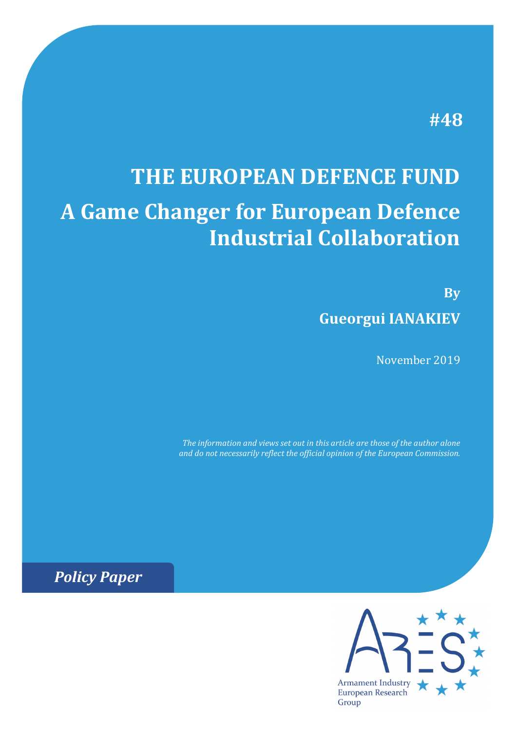#48

# THE EUROPEAN DEFENCE FUND

## A Game Changer for European Defence Industrial Collaboration

**By**

**Gueorgui IANAKIEV**

November 2019

*The information and views set out in this article are those of the author alone and do not necessarily reflect the official opinion of the European Commission.*

***Policy Paper***

ARES

Armament Industry European Research Group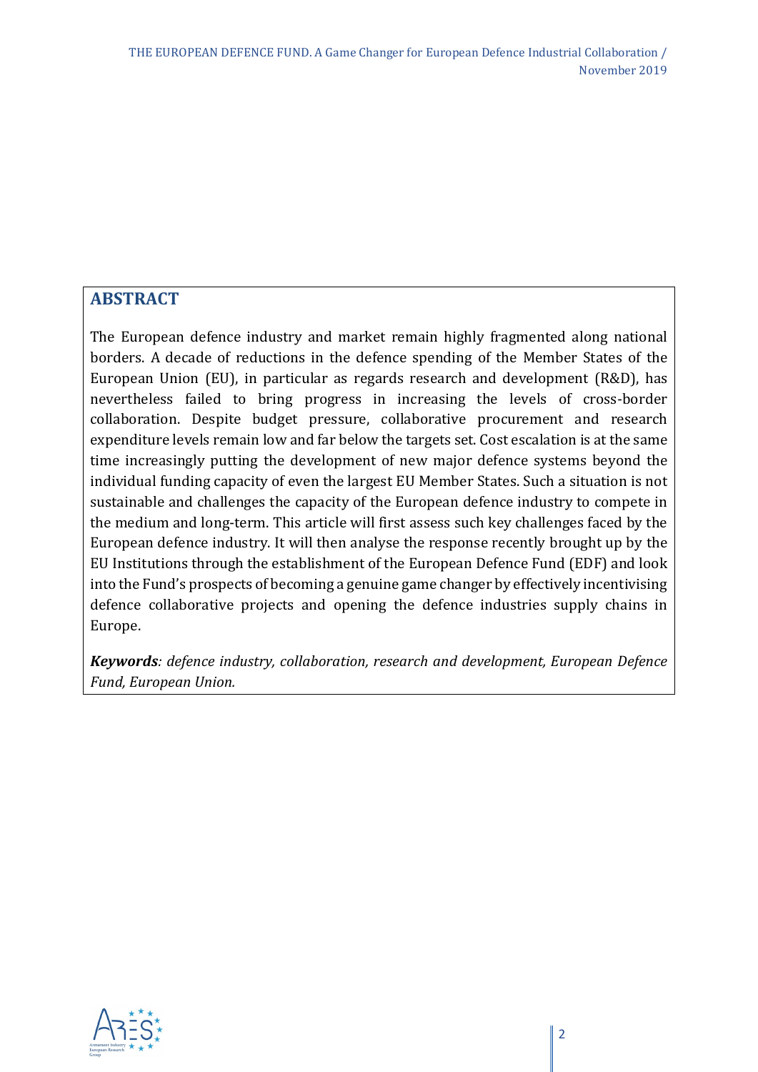## ABSTRACT

The European defence industry and market remain highly fragmented along national borders. A decade of reductions in the defence spending of the Member States of the European Union (EU), in particular as regards research and development (R&D), has nevertheless failed to bring progress in increasing the levels of cross-border collaboration. Despite budget pressure, collaborative procurement and research expenditure levels remain low and far below the targets set. Cost escalation is at the same time increasingly putting the development of new major defence systems beyond the individual funding capacity of even the largest EU Member States. Such a situation is not sustainable and challenges the capacity of the European defence industry to compete in the medium and long-term. This article will first assess such key challenges faced by the European defence industry. It will then analyse the response recently brought up by the EU Institutions through the establishment of the European Defence Fund (EDF) and look into the Fund's prospects of becoming a genuine game changer by effectively incentivising defence collaborative projects and opening the defence industries supply chains in Europe.

***Keywords****: defence industry, collaboration, research and development, European Defence Fund, European Union.*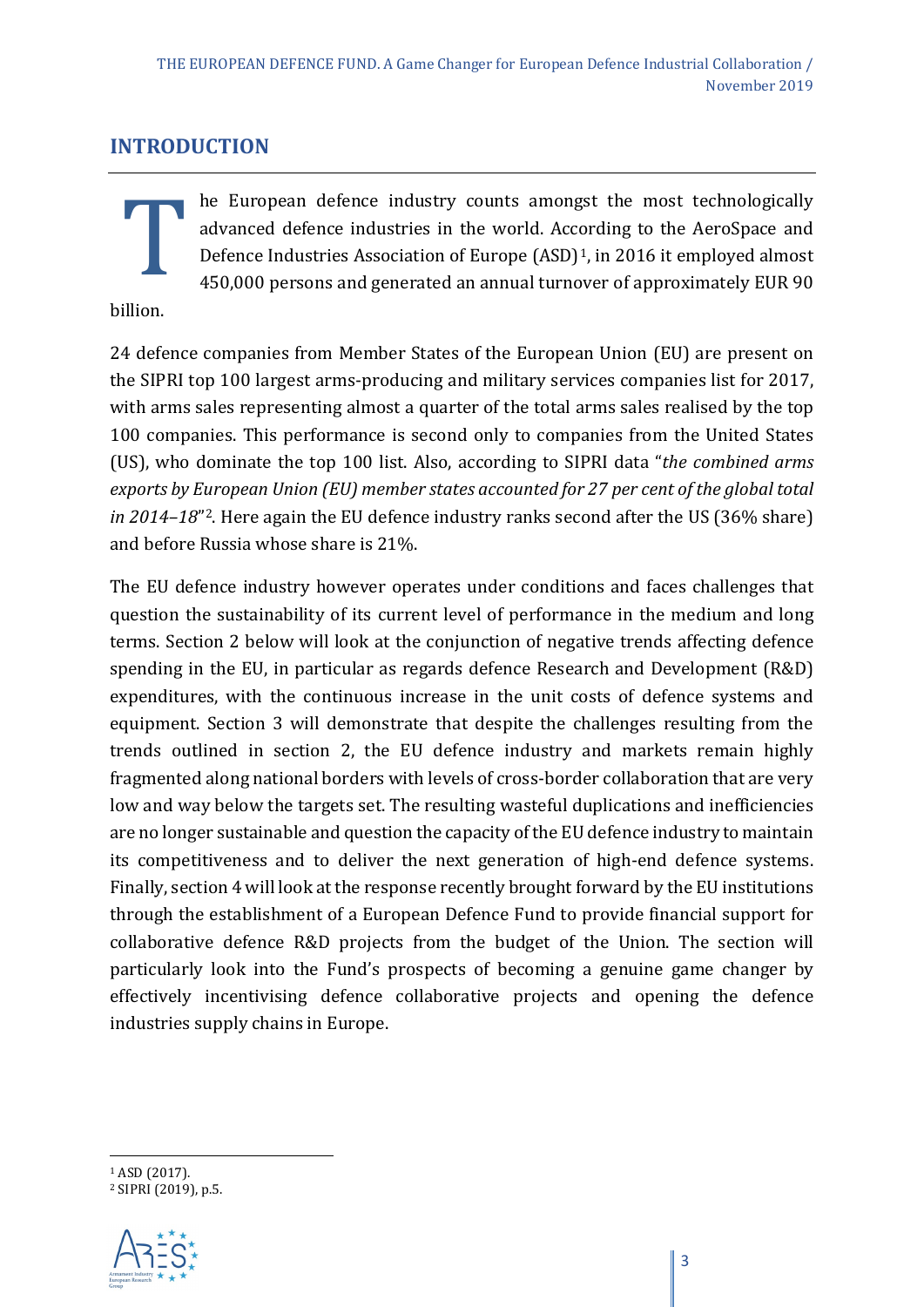## INTRODUCTION

The European defence industry counts amongst the most technologically advanced defence industries in the world. According to the AeroSpace and Defence Industries Association of Europe (ASD)[1], in 2016 it employed almost 450,000 persons and generated an annual turnover of approximately EUR 90 billion.

24 defence companies from Member States of the European Union (EU) are present on the SIPRI top 100 largest arms-producing and military services companies list for 2017, with arms sales representing almost a quarter of the total arms sales realised by the top 100 companies. This performance is second only to companies from the United States (US), who dominate the top 100 list. Also, according to SIPRI data "*the combined arms exports by European Union (EU) member states accounted for 27 per cent of the global total in 2014–18*"[2]. Here again the EU defence industry ranks second after the US (36% share) and before Russia whose share is 21%.

The EU defence industry however operates under conditions and faces challenges that question the sustainability of its current level of performance in the medium and long terms. Section 2 below will look at the conjunction of negative trends affecting defence spending in the EU, in particular as regards defence Research and Development (R&D) expenditures, with the continuous increase in the unit costs of defence systems and equipment. Section 3 will demonstrate that despite the challenges resulting from the trends outlined in section 2, the EU defence industry and markets remain highly fragmented along national borders with levels of cross-border collaboration that are very low and way below the targets set. The resulting wasteful duplications and inefficiencies are no longer sustainable and question the capacity of the EU defence industry to maintain its competitiveness and to deliver the next generation of high-end defence systems. Finally, section 4 will look at the response recently brought forward by the EU institutions through the establishment of a European Defence Fund to provide financial support for collaborative defence R&D projects from the budget of the Union. The section will particularly look into the Fund's prospects of becoming a genuine game changer by effectively incentivising defence collaborative projects and opening the defence industries supply chains in Europe.

---

[1] ASD (2017).

[2] SIPRI (2019), p.5.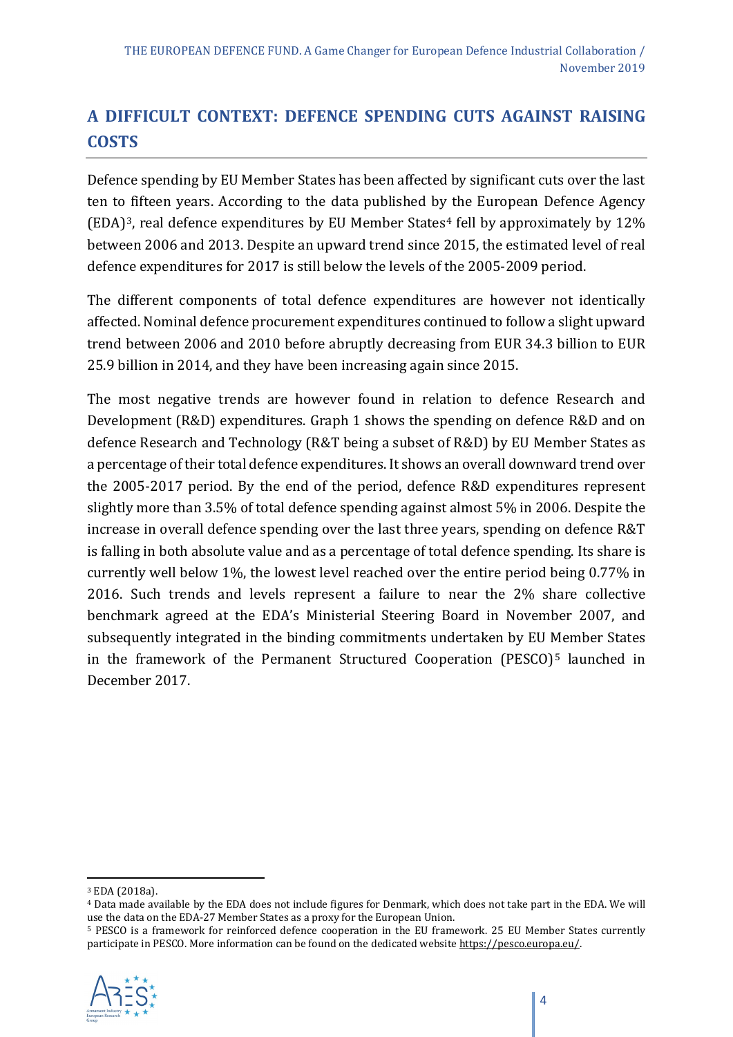## A DIFFICULT CONTEXT: DEFENCE SPENDING CUTS AGAINST RAISING COSTS

Defence spending by EU Member States has been affected by significant cuts over the last ten to fifteen years. According to the data published by the European Defence Agency (EDA)[3], real defence expenditures by EU Member States[4] fell by approximately by 12% between 2006 and 2013. Despite an upward trend since 2015, the estimated level of real defence expenditures for 2017 is still below the levels of the 2005-2009 period.

The different components of total defence expenditures are however not identically affected. Nominal defence procurement expenditures continued to follow a slight upward trend between 2006 and 2010 before abruptly decreasing from EUR 34.3 billion to EUR 25.9 billion in 2014, and they have been increasing again since 2015.

The most negative trends are however found in relation to defence Research and Development (R&D) expenditures. Graph 1 shows the spending on defence R&D and on defence Research and Technology (R&T being a subset of R&D) by EU Member States as a percentage of their total defence expenditures. It shows an overall downward trend over the 2005-2017 period. By the end of the period, defence R&D expenditures represent slightly more than 3.5% of total defence spending against almost 5% in 2006. Despite the increase in overall defence spending over the last three years, spending on defence R&T is falling in both absolute value and as a percentage of total defence spending. Its share is currently well below 1%, the lowest level reached over the entire period being 0.77% in 2016. Such trends and levels represent a failure to near the 2% share collective benchmark agreed at the EDA's Ministerial Steering Board in November 2007, and subsequently integrated in the binding commitments undertaken by EU Member States in the framework of the Permanent Structured Cooperation (PESCO)[5] launched in December 2017.

---

[3] EDA (2018a).

[4] Data made available by the EDA does not include figures for Denmark, which does not take part in the EDA. We will use the data on the EDA-27 Member States as a proxy for the European Union.

[5] PESCO is a framework for reinforced defence cooperation in the EU framework. 25 EU Member States currently participate in PESCO. More information can be found on the dedicated website https://pesco.europa.eu/.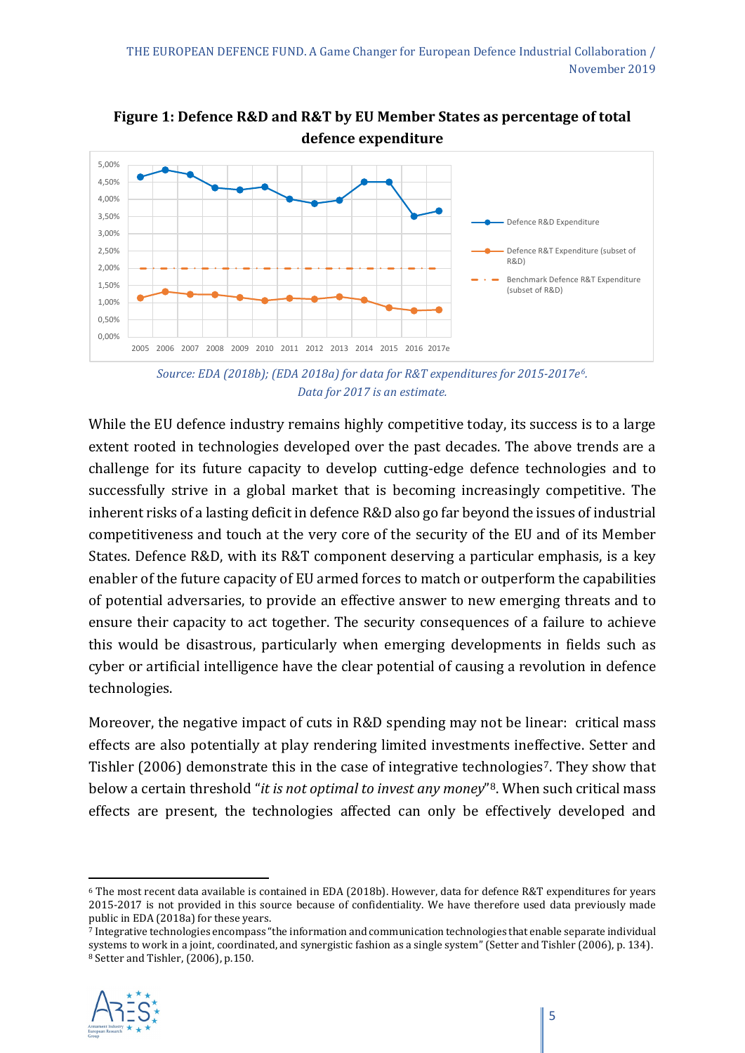**Figure 1: Defence R&D and R&T by EU Member States as percentage of total defence expenditure**

*Source: EDA (2018b); (EDA 2018a) for data for R&T expenditures for 2015-2017e[6]. Data for 2017 is an estimate.*

While the EU defence industry remains highly competitive today, its success is to a large extent rooted in technologies developed over the past decades. The above trends are a challenge for its future capacity to develop cutting-edge defence technologies and to successfully strive in a global market that is becoming increasingly competitive. The inherent risks of a lasting deficit in defence R&D also go far beyond the issues of industrial competitiveness and touch at the very core of the security of the EU and of its Member States. Defence R&D, with its R&T component deserving a particular emphasis, is a key enabler of the future capacity of EU armed forces to match or outperform the capabilities of potential adversaries, to provide an effective answer to new emerging threats and to ensure their capacity to act together. The security consequences of a failure to achieve this would be disastrous, particularly when emerging developments in fields such as cyber or artificial intelligence have the clear potential of causing a revolution in defence technologies.

Moreover, the negative impact of cuts in R&D spending may not be linear: critical mass effects are also potentially at play rendering limited investments ineffective. Setter and Tishler (2006) demonstrate this in the case of integrative technologies[7]. They show that below a certain threshold "*it is not optimal to invest any money*"[8]. When such critical mass effects are present, the technologies affected can only be effectively developed and

---

[6] The most recent data available is contained in EDA (2018b). However, data for defence R&T expenditures for years 2015-2017 is not provided in this source because of confidentiality. We have therefore used data previously made public in EDA (2018a) for these years.

[7] Integrative technologies encompass "the information and communication technologies that enable separate individual systems to work in a joint, coordinated, and synergistic fashion as a single system" (Setter and Tishler (2006), p. 134).

[8] Setter and Tishler, (2006), p.150.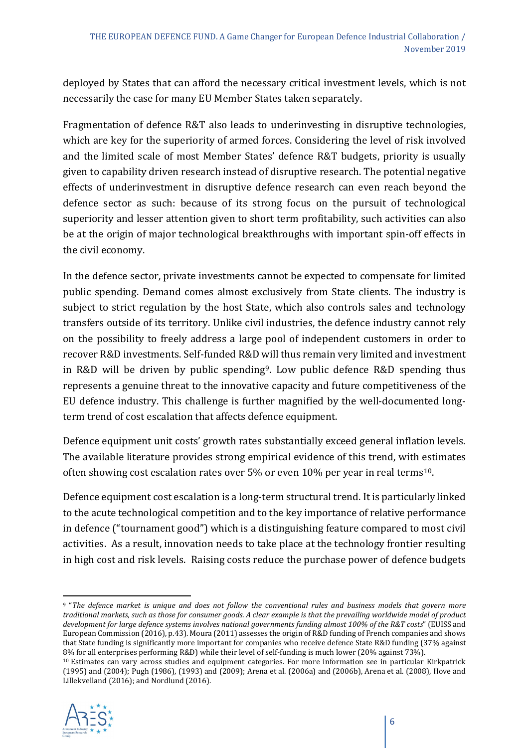deployed by States that can afford the necessary critical investment levels, which is not necessarily the case for many EU Member States taken separately.

Fragmentation of defence R&T also leads to underinvesting in disruptive technologies, which are key for the superiority of armed forces. Considering the level of risk involved and the limited scale of most Member States' defence R&T budgets, priority is usually given to capability driven research instead of disruptive research. The potential negative effects of underinvestment in disruptive defence research can even reach beyond the defence sector as such: because of its strong focus on the pursuit of technological superiority and lesser attention given to short term profitability, such activities can also be at the origin of major technological breakthroughs with important spin-off effects in the civil economy.

In the defence sector, private investments cannot be expected to compensate for limited public spending. Demand comes almost exclusively from State clients. The industry is subject to strict regulation by the host State, which also controls sales and technology transfers outside of its territory. Unlike civil industries, the defence industry cannot rely on the possibility to freely address a large pool of independent customers in order to recover R&D investments. Self-funded R&D will thus remain very limited and investment in R&D will be driven by public spending[9]. Low public defence R&D spending thus represents a genuine threat to the innovative capacity and future competitiveness of the EU defence industry. This challenge is further magnified by the well-documented long-term trend of cost escalation that affects defence equipment.

Defence equipment unit costs' growth rates substantially exceed general inflation levels. The available literature provides strong empirical evidence of this trend, with estimates often showing cost escalation rates over 5% or even 10% per year in real terms[10].

Defence equipment cost escalation is a long-term structural trend. It is particularly linked to the acute technological competition and to the key importance of relative performance in defence ("tournament good") which is a distinguishing feature compared to most civil activities. As a result, innovation needs to take place at the technology frontier resulting in high cost and risk levels. Raising costs reduce the purchase power of defence budgets

---

[9] "*The defence market is unique and does not follow the conventional rules and business models that govern more traditional markets, such as those for consumer goods. A clear example is that the prevailing worldwide model of product development for large defence systems involves national governments funding almost 100% of the R&T costs*" (EUISS and European Commission (2016), p.43). Moura (2011) assesses the origin of R&D funding of French companies and shows that State funding is significantly more important for companies who receive defence State R&D funding (37% against 8% for all enterprises performing R&D) while their level of self-funding is much lower (20% against 73%).

[10] Estimates can vary across studies and equipment categories. For more information see in particular Kirkpatrick (1995) and (2004); Pugh (1986), (1993) and (2009); Arena et al. (2006a) and (2006b), Arena et al. (2008), Hove and Lillekvelland (2016); and Nordlund (2016).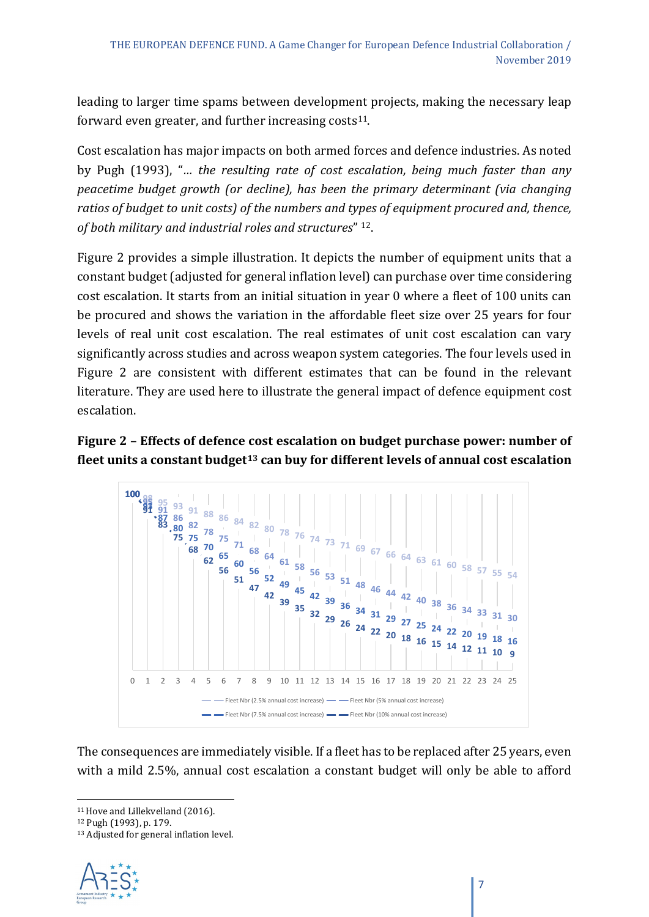leading to larger time spams between development projects, making the necessary leap forward even greater, and further increasing costs[11].

Cost escalation has major impacts on both armed forces and defence industries. As noted by Pugh (1993), "*… the resulting rate of cost escalation, being much faster than any peacetime budget growth (or decline), has been the primary determinant (via changing ratios of budget to unit costs) of the numbers and types of equipment procured and, thence, of both military and industrial roles and structures*" [12].

Figure 2 provides a simple illustration. It depicts the number of equipment units that a constant budget (adjusted for general inflation level) can purchase over time considering cost escalation. It starts from an initial situation in year 0 where a fleet of 100 units can be procured and shows the variation in the affordable fleet size over 25 years for four levels of real unit cost escalation. The real estimates of unit cost escalation can vary significantly across studies and across weapon system categories. The four levels used in Figure 2 are consistent with different estimates that can be found in the relevant literature. They are used here to illustrate the general impact of defence equipment cost escalation.

**Figure 2 – Effects of defence cost escalation on budget purchase power: number of fleet units a constant budget[13] can buy for different levels of annual cost escalation**

| Year | Fleet Nbr (2.5% annual cost increase) | Fleet Nbr (5% annual cost increase) | Fleet Nbr (7.5% annual cost increase) | Fleet Nbr (10% annual cost increase) |
|---|---|---|---|---|
| 0 | 100 | 100 | 100 | 100 |
| 1 | 98 | 95 | 93 | 91 |
| 2 | 95 | 91 | 87 | 83 |
| 3 | 93 | 86 | 80 | 75 |
| 4 | 91 | 82 | 75 | 68 |
| 5 | 88 | 78 | 70 | 62 |
| 6 | 86 | 75 | 65 | 56 |
| 7 | 84 | 71 | 60 | 51 |
| 8 | 82 | 68 | 56 | 47 |
| 9 | 80 | 64 | 52 | 42 |
| 10 | 78 | 61 | 49 | 39 |
| 11 | 76 | 58 | 45 | 35 |
| 12 | 74 | 56 | 42 | 32 |
| 13 | 73 | 53 | 39 | 29 |
| 14 | 71 | 51 | 36 | 26 |
| 15 | 69 | 48 | 34 | 24 |
| 16 | 67 | 46 | 31 | 22 |
| 17 | 66 | 44 | 29 | 20 |
| 18 | 64 | 42 | 27 | 18 |
| 19 | 63 | 40 | 25 | 16 |
| 20 | 61 | 38 | 24 | 15 |
| 21 | 60 | 36 | 22 | 14 |
| 22 | 58 | 34 | 20 | 12 |
| 23 | 57 | 33 | 19 | 11 |
| 24 | 55 | 31 | 18 | 10 |
| 25 | 54 | 30 | 16 | 9 |

The consequences are immediately visible. If a fleet has to be replaced after 25 years, even with a mild 2.5%, annual cost escalation a constant budget will only be able to afford

[11] Hove and Lillekvelland (2016).

[12] Pugh (1993), p. 179.

[13] Adjusted for general inflation level.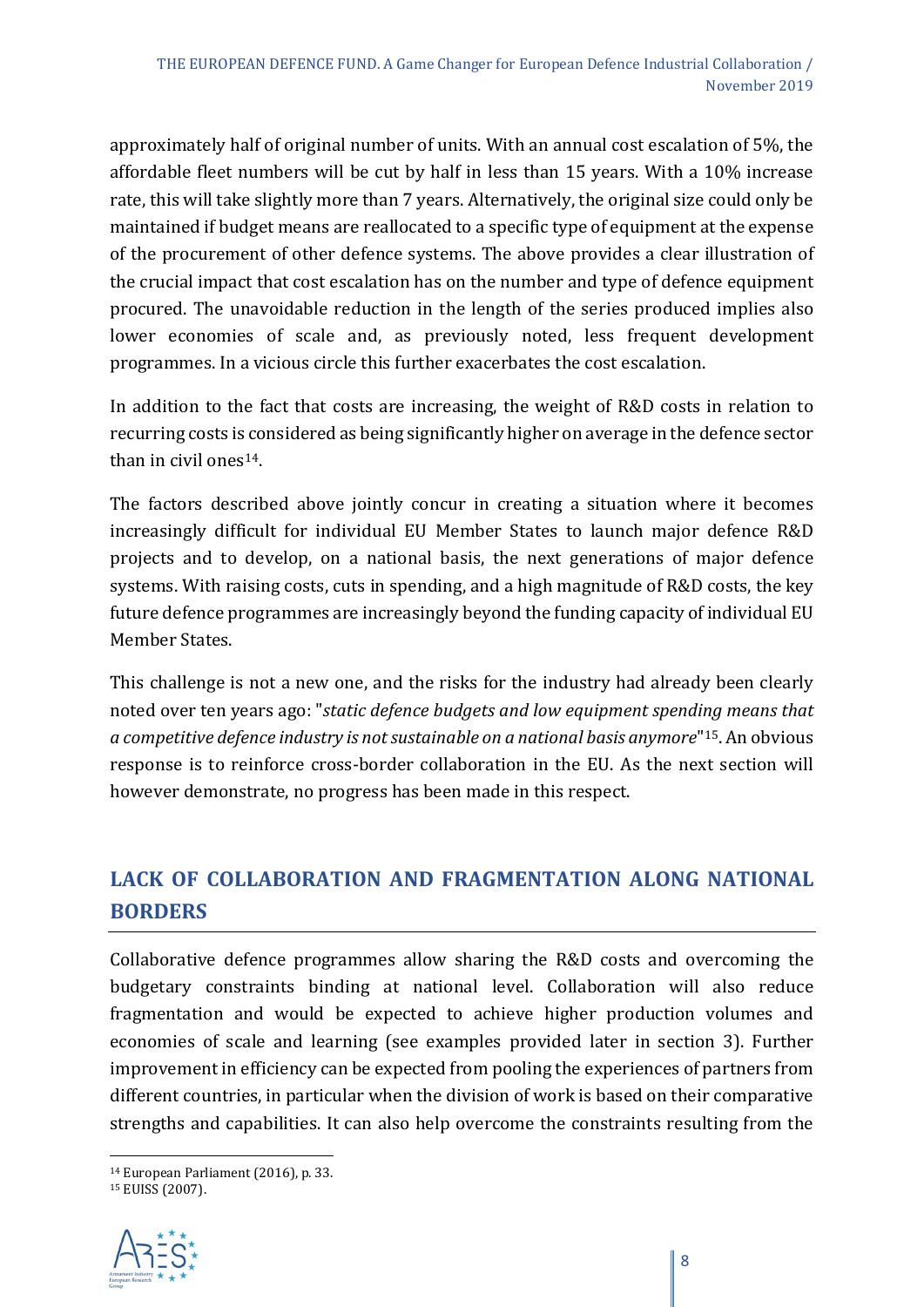approximately half of original number of units. With an annual cost escalation of 5%, the affordable fleet numbers will be cut by half in less than 15 years. With a 10% increase rate, this will take slightly more than 7 years. Alternatively, the original size could only be maintained if budget means are reallocated to a specific type of equipment at the expense of the procurement of other defence systems. The above provides a clear illustration of the crucial impact that cost escalation has on the number and type of defence equipment procured. The unavoidable reduction in the length of the series produced implies also lower economies of scale and, as previously noted, less frequent development programmes. In a vicious circle this further exacerbates the cost escalation.

In addition to the fact that costs are increasing, the weight of R&D costs in relation to recurring costs is considered as being significantly higher on average in the defence sector than in civil ones[14].

The factors described above jointly concur in creating a situation where it becomes increasingly difficult for individual EU Member States to launch major defence R&D projects and to develop, on a national basis, the next generations of major defence systems. With raising costs, cuts in spending, and a high magnitude of R&D costs, the key future defence programmes are increasingly beyond the funding capacity of individual EU Member States.

This challenge is not a new one, and the risks for the industry had already been clearly noted over ten years ago: "*static defence budgets and low equipment spending means that a competitive defence industry is not sustainable on a national basis anymore*"[15]. An obvious response is to reinforce cross-border collaboration in the EU. As the next section will however demonstrate, no progress has been made in this respect.

## LACK OF COLLABORATION AND FRAGMENTATION ALONG NATIONAL BORDERS

Collaborative defence programmes allow sharing the R&D costs and overcoming the budgetary constraints binding at national level. Collaboration will also reduce fragmentation and would be expected to achieve higher production volumes and economies of scale and learning (see examples provided later in section 3). Further improvement in efficiency can be expected from pooling the experiences of partners from different countries, in particular when the division of work is based on their comparative strengths and capabilities. It can also help overcome the constraints resulting from the

[14] European Parliament (2016), p. 33.

[15] EUISS (2007).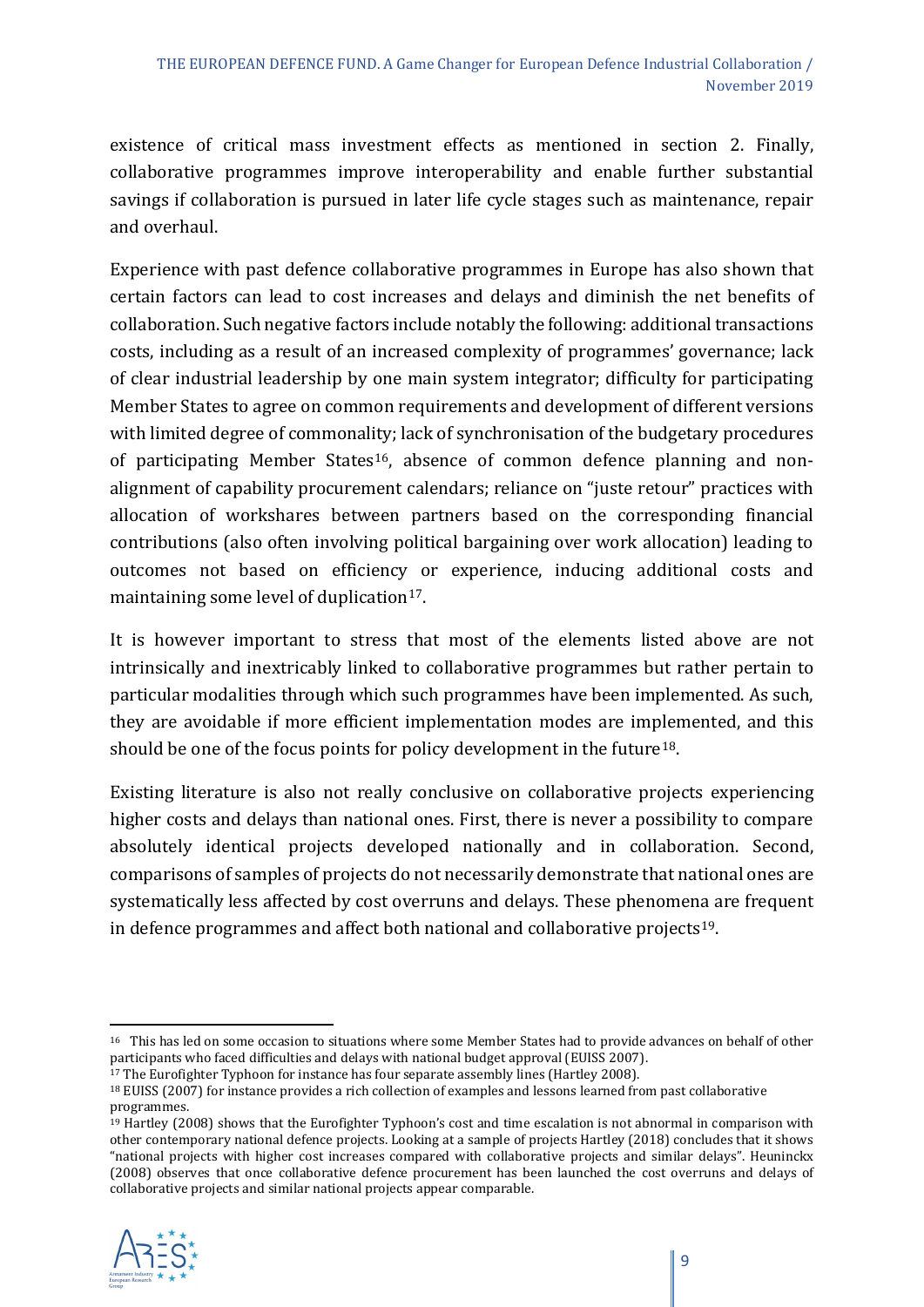existence of critical mass investment effects as mentioned in section 2. Finally, collaborative programmes improve interoperability and enable further substantial savings if collaboration is pursued in later life cycle stages such as maintenance, repair and overhaul.

Experience with past defence collaborative programmes in Europe has also shown that certain factors can lead to cost increases and delays and diminish the net benefits of collaboration. Such negative factors include notably the following: additional transactions costs, including as a result of an increased complexity of programmes' governance; lack of clear industrial leadership by one main system integrator; difficulty for participating Member States to agree on common requirements and development of different versions with limited degree of commonality; lack of synchronisation of the budgetary procedures of participating Member States[16], absence of common defence planning and non-alignment of capability procurement calendars; reliance on "juste retour" practices with allocation of workshares between partners based on the corresponding financial contributions (also often involving political bargaining over work allocation) leading to outcomes not based on efficiency or experience, inducing additional costs and maintaining some level of duplication[17].

It is however important to stress that most of the elements listed above are not intrinsically and inextricably linked to collaborative programmes but rather pertain to particular modalities through which such programmes have been implemented. As such, they are avoidable if more efficient implementation modes are implemented, and this should be one of the focus points for policy development in the future[18].

Existing literature is also not really conclusive on collaborative projects experiencing higher costs and delays than national ones. First, there is never a possibility to compare absolutely identical projects developed nationally and in collaboration. Second, comparisons of samples of projects do not necessarily demonstrate that national ones are systematically less affected by cost overruns and delays. These phenomena are frequent in defence programmes and affect both national and collaborative projects[19].

---

[16] This has led on some occasion to situations where some Member States had to provide advances on behalf of other participants who faced difficulties and delays with national budget approval (EUISS 2007).

[17] The Eurofighter Typhoon for instance has four separate assembly lines (Hartley 2008).

[18] EUISS (2007) for instance provides a rich collection of examples and lessons learned from past collaborative programmes.

[19] Hartley (2008) shows that the Eurofighter Typhoon's cost and time escalation is not abnormal in comparison with other contemporary national defence projects. Looking at a sample of projects Hartley (2018) concludes that it shows "national projects with higher cost increases compared with collaborative projects and similar delays". Heuninckx (2008) observes that once collaborative defence procurement has been launched the cost overruns and delays of collaborative projects and similar national projects appear comparable.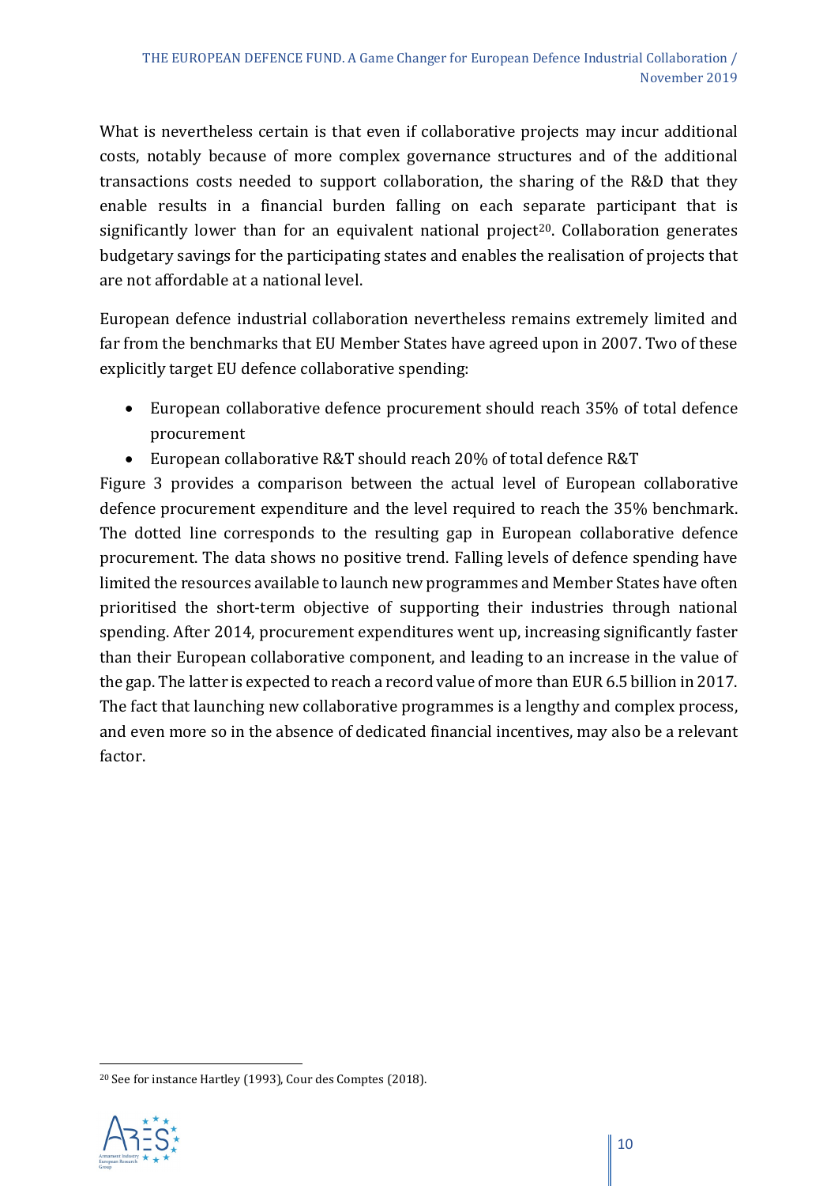What is nevertheless certain is that even if collaborative projects may incur additional costs, notably because of more complex governance structures and of the additional transactions costs needed to support collaboration, the sharing of the R&D that they enable results in a financial burden falling on each separate participant that is significantly lower than for an equivalent national project[20]. Collaboration generates budgetary savings for the participating states and enables the realisation of projects that are not affordable at a national level.

European defence industrial collaboration nevertheless remains extremely limited and far from the benchmarks that EU Member States have agreed upon in 2007. Two of these explicitly target EU defence collaborative spending:

- European collaborative defence procurement should reach 35% of total defence procurement
- European collaborative R&T should reach 20% of total defence R&T

Figure 3 provides a comparison between the actual level of European collaborative defence procurement expenditure and the level required to reach the 35% benchmark. The dotted line corresponds to the resulting gap in European collaborative defence procurement. The data shows no positive trend. Falling levels of defence spending have limited the resources available to launch new programmes and Member States have often prioritised the short-term objective of supporting their industries through national spending. After 2014, procurement expenditures went up, increasing significantly faster than their European collaborative component, and leading to an increase in the value of the gap. The latter is expected to reach a record value of more than EUR 6.5 billion in 2017. The fact that launching new collaborative programmes is a lengthy and complex process, and even more so in the absence of dedicated financial incentives, may also be a relevant factor.

[20] See for instance Hartley (1993), Cour des Comptes (2018).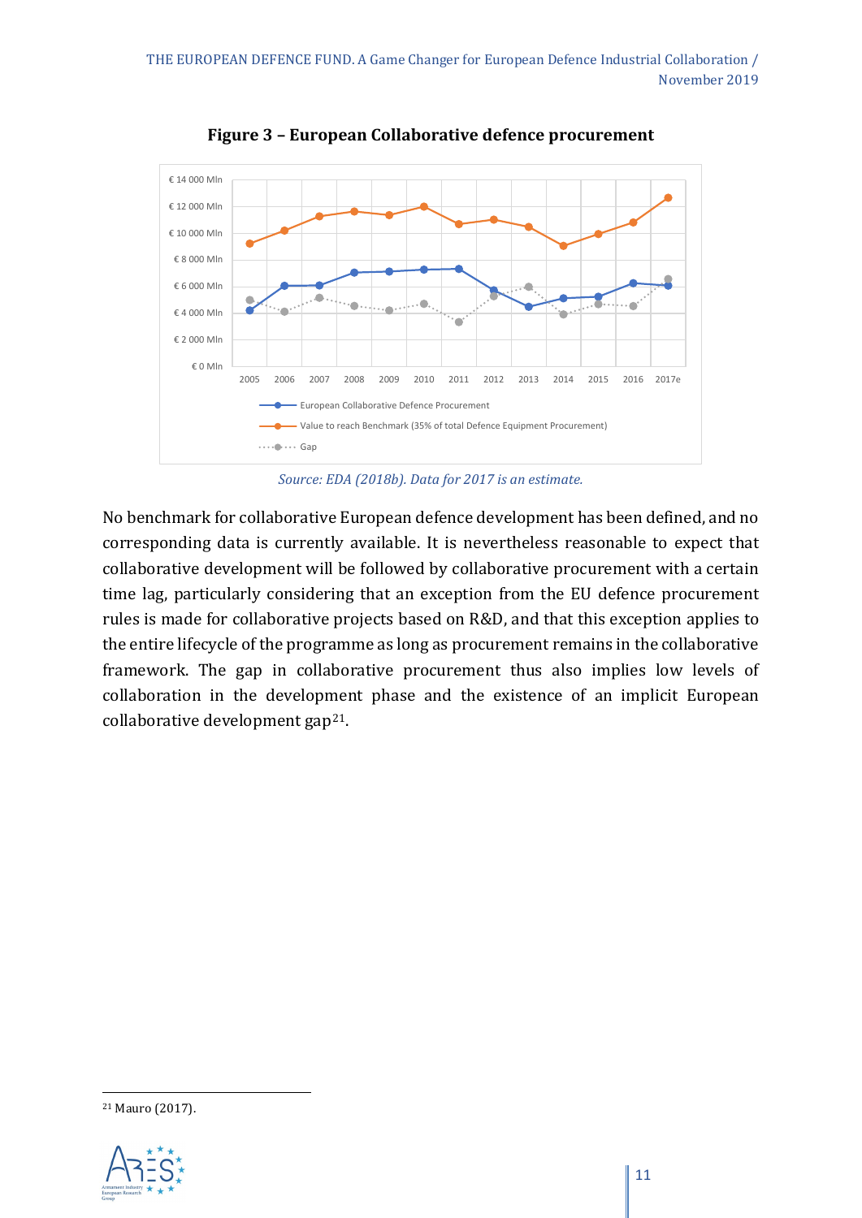**Figure 3 – European Collaborative defence procurement**

*Source: EDA (2018b). Data for 2017 is an estimate.*

No benchmark for collaborative European defence development has been defined, and no corresponding data is currently available. It is nevertheless reasonable to expect that collaborative development will be followed by collaborative procurement with a certain time lag, particularly considering that an exception from the EU defence procurement rules is made for collaborative projects based on R&D, and that this exception applies to the entire lifecycle of the programme as long as procurement remains in the collaborative framework. The gap in collaborative procurement thus also implies low levels of collaboration in the development phase and the existence of an implicit European collaborative development gap[21].

[21] Mauro (2017).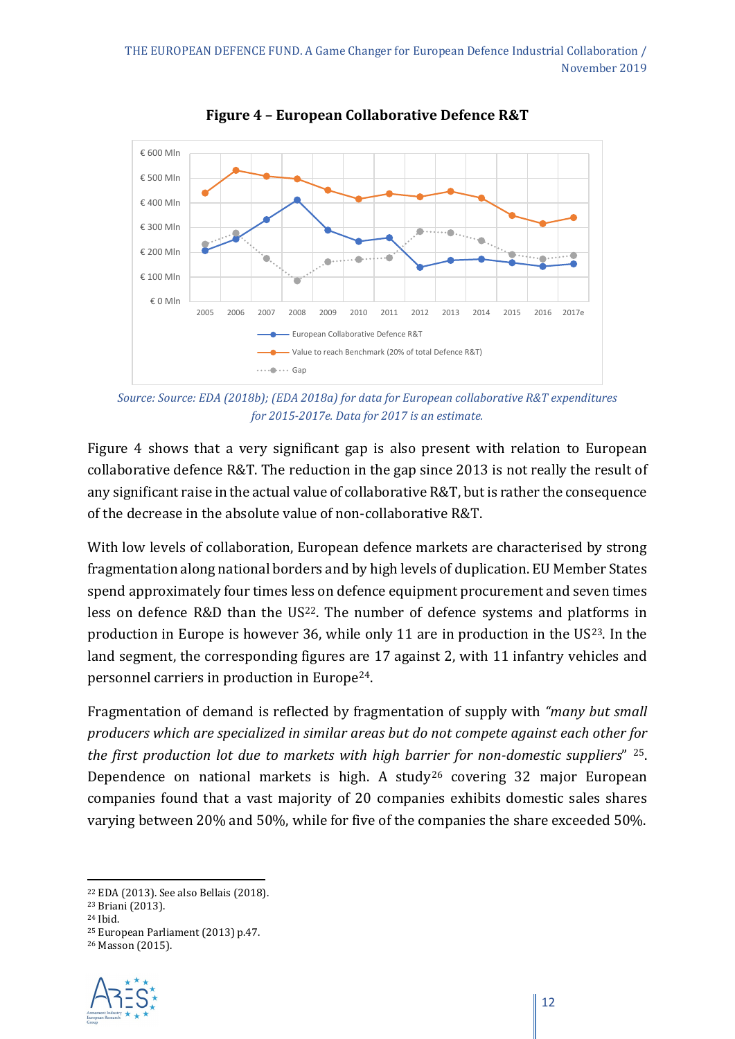**Figure 4 – European Collaborative Defence R&T**

*Source: Source: EDA (2018b); (EDA 2018a) for data for European collaborative R&T expenditures for 2015-2017e. Data for 2017 is an estimate.*

Figure 4 shows that a very significant gap is also present with relation to European collaborative defence R&T. The reduction in the gap since 2013 is not really the result of any significant raise in the actual value of collaborative R&T, but is rather the consequence of the decrease in the absolute value of non-collaborative R&T.

With low levels of collaboration, European defence markets are characterised by strong fragmentation along national borders and by high levels of duplication. EU Member States spend approximately four times less on defence equipment procurement and seven times less on defence R&D than the US[22]. The number of defence systems and platforms in production in Europe is however 36, while only 11 are in production in the US[23]. In the land segment, the corresponding figures are 17 against 2, with 11 infantry vehicles and personnel carriers in production in Europe[24].

Fragmentation of demand is reflected by fragmentation of supply with *"many but small producers which are specialized in similar areas but do not compete against each other for the first production lot due to markets with high barrier for non-domestic suppliers*" [25]. Dependence on national markets is high. A study[26] covering 32 major European companies found that a vast majority of 20 companies exhibits domestic sales shares varying between 20% and 50%, while for five of the companies the share exceeded 50%.

---

[22] EDA (2013). See also Bellais (2018).

[23] Briani (2013).

[24] Ibid.

[25] European Parliament (2013) p.47.

[26] Masson (2015).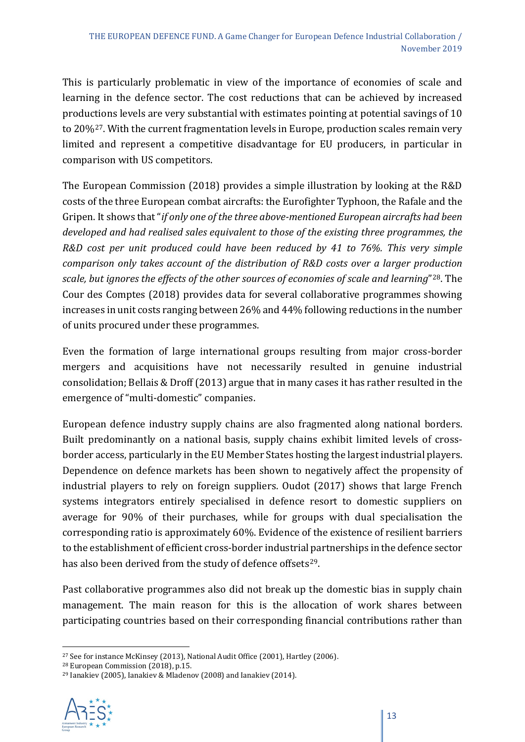This is particularly problematic in view of the importance of economies of scale and learning in the defence sector. The cost reductions that can be achieved by increased productions levels are very substantial with estimates pointing at potential savings of 10 to 20%[27]. With the current fragmentation levels in Europe, production scales remain very limited and represent a competitive disadvantage for EU producers, in particular in comparison with US competitors.

The European Commission (2018) provides a simple illustration by looking at the R&D costs of the three European combat aircrafts: the Eurofighter Typhoon, the Rafale and the Gripen. It shows that "*if only one of the three above-mentioned European aircrafts had been developed and had realised sales equivalent to those of the existing three programmes, the R&D cost per unit produced could have been reduced by 41 to 76%. This very simple comparison only takes account of the distribution of R&D costs over a larger production scale, but ignores the effects of the other sources of economies of scale and learning*"[28]. The Cour des Comptes (2018) provides data for several collaborative programmes showing increases in unit costs ranging between 26% and 44% following reductions in the number of units procured under these programmes.

Even the formation of large international groups resulting from major cross-border mergers and acquisitions have not necessarily resulted in genuine industrial consolidation; Bellais & Droff (2013) argue that in many cases it has rather resulted in the emergence of "multi-domestic" companies.

European defence industry supply chains are also fragmented along national borders. Built predominantly on a national basis, supply chains exhibit limited levels of cross-border access, particularly in the EU Member States hosting the largest industrial players. Dependence on defence markets has been shown to negatively affect the propensity of industrial players to rely on foreign suppliers. Oudot (2017) shows that large French systems integrators entirely specialised in defence resort to domestic suppliers on average for 90% of their purchases, while for groups with dual specialisation the corresponding ratio is approximately 60%. Evidence of the existence of resilient barriers to the establishment of efficient cross-border industrial partnerships in the defence sector has also been derived from the study of defence offsets[29].

Past collaborative programmes also did not break up the domestic bias in supply chain management. The main reason for this is the allocation of work shares between participating countries based on their corresponding financial contributions rather than

---

[27] See for instance McKinsey (2013), National Audit Office (2001), Hartley (2006).

[28] European Commission (2018), p.15.

[29] Ianakiev (2005), Ianakiev & Mladenov (2008) and Ianakiev (2014).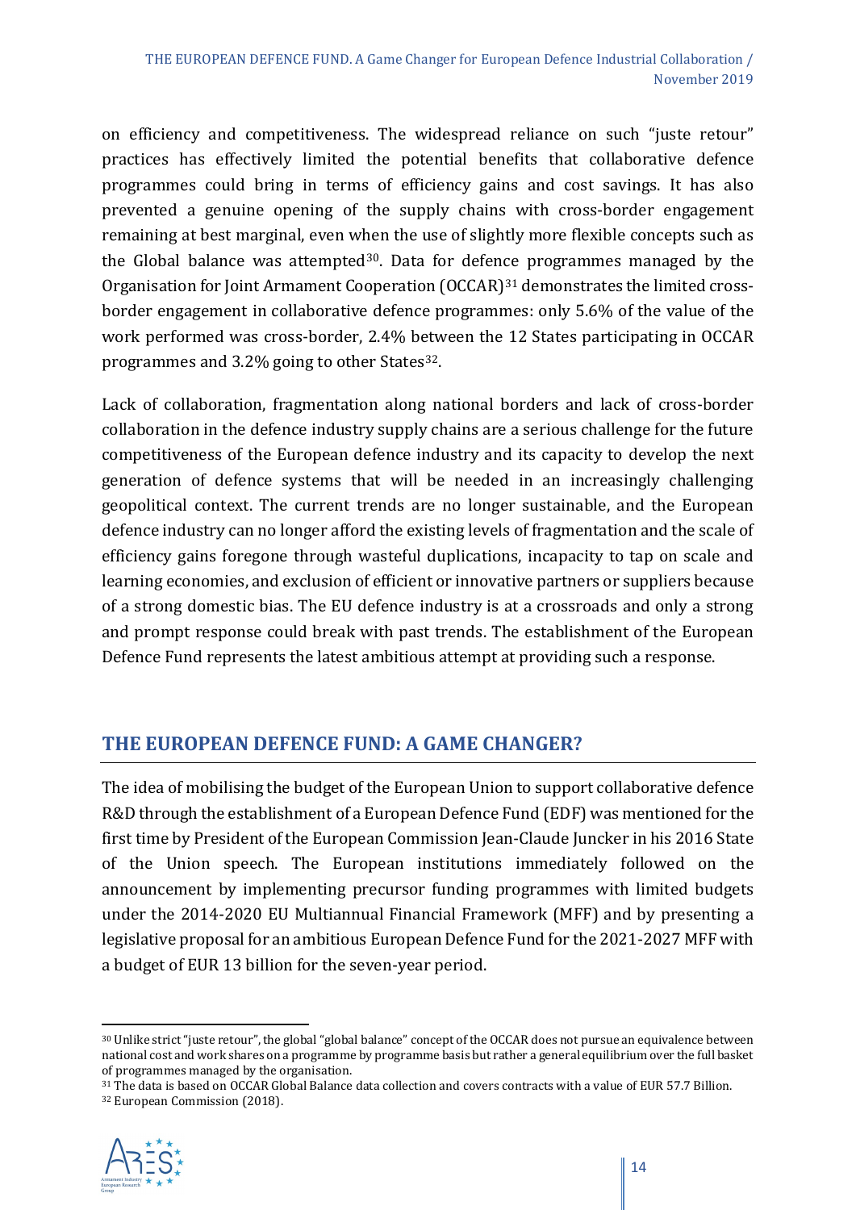on efficiency and competitiveness. The widespread reliance on such "juste retour" practices has effectively limited the potential benefits that collaborative defence programmes could bring in terms of efficiency gains and cost savings. It has also prevented a genuine opening of the supply chains with cross-border engagement remaining at best marginal, even when the use of slightly more flexible concepts such as the Global balance was attempted[30]. Data for defence programmes managed by the Organisation for Joint Armament Cooperation (OCCAR)[31] demonstrates the limited cross-border engagement in collaborative defence programmes: only 5.6% of the value of the work performed was cross-border, 2.4% between the 12 States participating in OCCAR programmes and 3.2% going to other States[32].

Lack of collaboration, fragmentation along national borders and lack of cross-border collaboration in the defence industry supply chains are a serious challenge for the future competitiveness of the European defence industry and its capacity to develop the next generation of defence systems that will be needed in an increasingly challenging geopolitical context. The current trends are no longer sustainable, and the European defence industry can no longer afford the existing levels of fragmentation and the scale of efficiency gains foregone through wasteful duplications, incapacity to tap on scale and learning economies, and exclusion of efficient or innovative partners or suppliers because of a strong domestic bias. The EU defence industry is at a crossroads and only a strong and prompt response could break with past trends. The establishment of the European Defence Fund represents the latest ambitious attempt at providing such a response.

## THE EUROPEAN DEFENCE FUND: A GAME CHANGER?

The idea of mobilising the budget of the European Union to support collaborative defence R&D through the establishment of a European Defence Fund (EDF) was mentioned for the first time by President of the European Commission Jean-Claude Juncker in his 2016 State of the Union speech. The European institutions immediately followed on the announcement by implementing precursor funding programmes with limited budgets under the 2014-2020 EU Multiannual Financial Framework (MFF) and by presenting a legislative proposal for an ambitious European Defence Fund for the 2021-2027 MFF with a budget of EUR 13 billion for the seven-year period.

---

[30] Unlike strict "juste retour", the global "global balance" concept of the OCCAR does not pursue an equivalence between national cost and work shares on a programme by programme basis but rather a general equilibrium over the full basket of programmes managed by the organisation.

[31] The data is based on OCCAR Global Balance data collection and covers contracts with a value of EUR 57.7 Billion.

[32] European Commission (2018).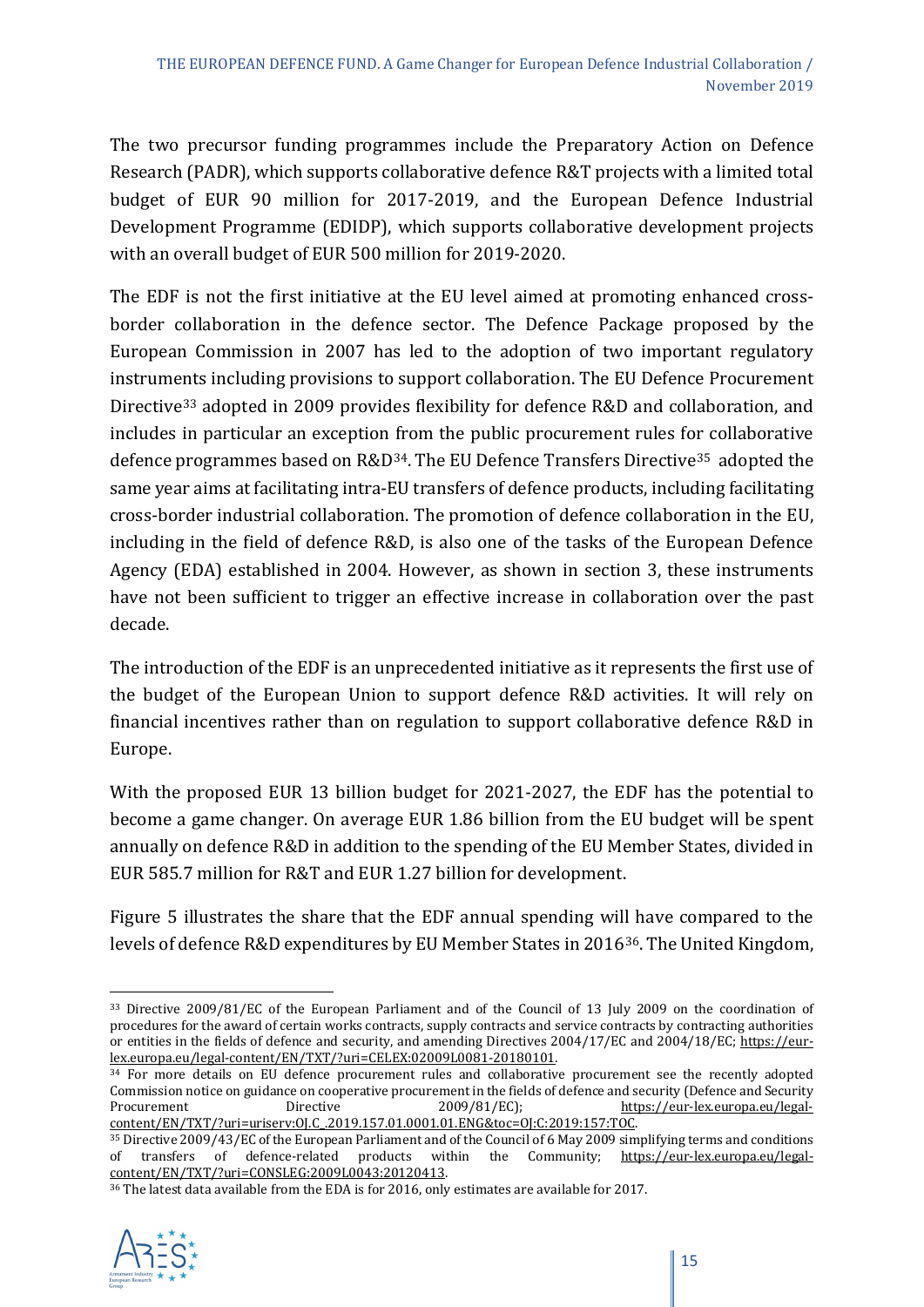The two precursor funding programmes include the Preparatory Action on Defence Research (PADR), which supports collaborative defence R&T projects with a limited total budget of EUR 90 million for 2017-2019, and the European Defence Industrial Development Programme (EDIDP), which supports collaborative development projects with an overall budget of EUR 500 million for 2019-2020.

The EDF is not the first initiative at the EU level aimed at promoting enhanced cross-border collaboration in the defence sector. The Defence Package proposed by the European Commission in 2007 has led to the adoption of two important regulatory instruments including provisions to support collaboration. The EU Defence Procurement Directive[33] adopted in 2009 provides flexibility for defence R&D and collaboration, and includes in particular an exception from the public procurement rules for collaborative defence programmes based on R&D[34]. The EU Defence Transfers Directive[35] adopted the same year aims at facilitating intra-EU transfers of defence products, including facilitating cross-border industrial collaboration. The promotion of defence collaboration in the EU, including in the field of defence R&D, is also one of the tasks of the European Defence Agency (EDA) established in 2004. However, as shown in section 3, these instruments have not been sufficient to trigger an effective increase in collaboration over the past decade.

The introduction of the EDF is an unprecedented initiative as it represents the first use of the budget of the European Union to support defence R&D activities. It will rely on financial incentives rather than on regulation to support collaborative defence R&D in Europe.

With the proposed EUR 13 billion budget for 2021-2027, the EDF has the potential to become a game changer. On average EUR 1.86 billion from the EU budget will be spent annually on defence R&D in addition to the spending of the EU Member States, divided in EUR 585.7 million for R&T and EUR 1.27 billion for development.

Figure 5 illustrates the share that the EDF annual spending will have compared to the levels of defence R&D expenditures by EU Member States in 2016[36]. The United Kingdom,

---

[33] Directive 2009/81/EC of the European Parliament and of the Council of 13 July 2009 on the coordination of procedures for the award of certain works contracts, supply contracts and service contracts by contracting authorities or entities in the fields of defence and security, and amending Directives 2004/17/EC and 2004/18/EC; https://eur-lex.europa.eu/legal-content/EN/TXT/?uri=CELEX:02009L0081-20180101.

[34] For more details on EU defence procurement rules and collaborative procurement see the recently adopted Commission notice on guidance on cooperative procurement in the fields of defence and security (Defence and Security Procurement Directive 2009/81/EC); https://eur-lex.europa.eu/legal-content/EN/TXT/?uri=uriserv:OJ.C_.2019.157.01.0001.01.ENG&toc=OJ:C:2019:157:TOC.

[35] Directive 2009/43/EC of the European Parliament and of the Council of 6 May 2009 simplifying terms and conditions of transfers of defence-related products within the Community; https://eur-lex.europa.eu/legal-content/EN/TXT/?uri=CONSLEG:2009L0043:20120413.

[36] The latest data available from the EDA is for 2016, only estimates are available for 2017.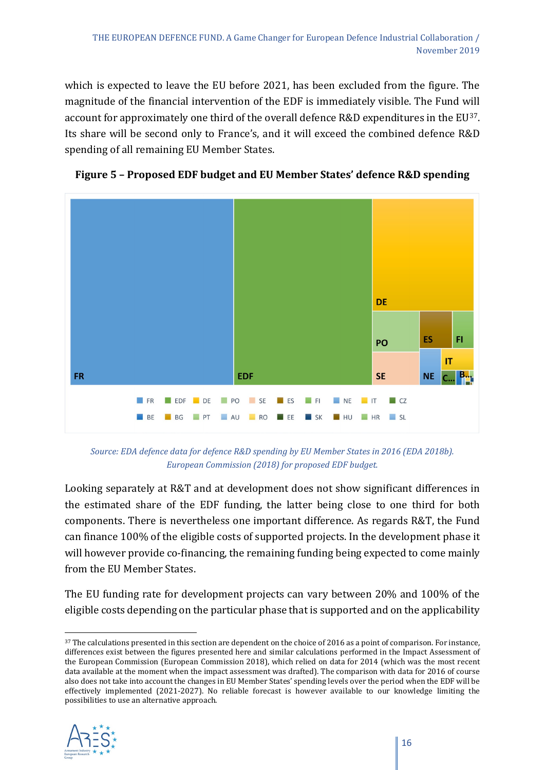which is expected to leave the EU before 2021, has been excluded from the figure. The magnitude of the financial intervention of the EDF is immediately visible. The Fund will account for approximately one third of the overall defence R&D expenditures in the EU[37]. Its share will be second only to France's, and it will exceed the combined defence R&D spending of all remaining EU Member States.

**Figure 5 – Proposed EDF budget and EU Member States' defence R&D spending**

*Source: EDA defence data for defence R&D spending by EU Member States in 2016 (EDA 2018b). European Commission (2018) for proposed EDF budget.*

Looking separately at R&T and at development does not show significant differences in the estimated share of the EDF funding, the latter being close to one third for both components. There is nevertheless one important difference. As regards R&T, the Fund can finance 100% of the eligible costs of supported projects. In the development phase it will however provide co-financing, the remaining funding being expected to come mainly from the EU Member States.

The EU funding rate for development projects can vary between 20% and 100% of the eligible costs depending on the particular phase that is supported and on the applicability

[37] The calculations presented in this section are dependent on the choice of 2016 as a point of comparison. For instance, differences exist between the figures presented here and similar calculations performed in the Impact Assessment of the European Commission (European Commission 2018), which relied on data for 2014 (which was the most recent data available at the moment when the impact assessment was drafted). The comparison with data for 2016 of course also does not take into account the changes in EU Member States' spending levels over the period when the EDF will be effectively implemented (2021-2027). No reliable forecast is however available to our knowledge limiting the possibilities to use an alternative approach.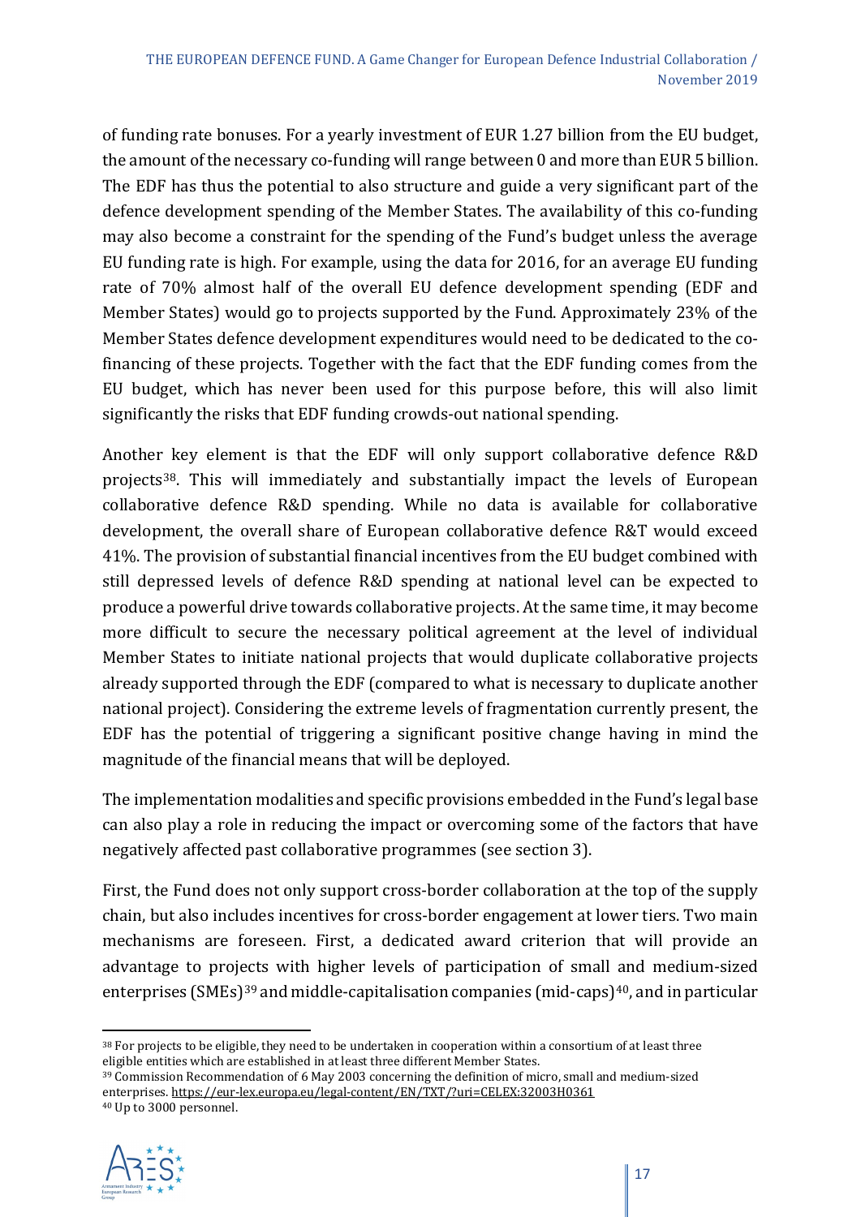of funding rate bonuses. For a yearly investment of EUR 1.27 billion from the EU budget, the amount of the necessary co-funding will range between 0 and more than EUR 5 billion. The EDF has thus the potential to also structure and guide a very significant part of the defence development spending of the Member States. The availability of this co-funding may also become a constraint for the spending of the Fund's budget unless the average EU funding rate is high. For example, using the data for 2016, for an average EU funding rate of 70% almost half of the overall EU defence development spending (EDF and Member States) would go to projects supported by the Fund. Approximately 23% of the Member States defence development expenditures would need to be dedicated to the co-financing of these projects. Together with the fact that the EDF funding comes from the EU budget, which has never been used for this purpose before, this will also limit significantly the risks that EDF funding crowds-out national spending.

Another key element is that the EDF will only support collaborative defence R&D projects[38]. This will immediately and substantially impact the levels of European collaborative defence R&D spending. While no data is available for collaborative development, the overall share of European collaborative defence R&T would exceed 41%. The provision of substantial financial incentives from the EU budget combined with still depressed levels of defence R&D spending at national level can be expected to produce a powerful drive towards collaborative projects. At the same time, it may become more difficult to secure the necessary political agreement at the level of individual Member States to initiate national projects that would duplicate collaborative projects already supported through the EDF (compared to what is necessary to duplicate another national project). Considering the extreme levels of fragmentation currently present, the EDF has the potential of triggering a significant positive change having in mind the magnitude of the financial means that will be deployed.

The implementation modalities and specific provisions embedded in the Fund's legal base can also play a role in reducing the impact or overcoming some of the factors that have negatively affected past collaborative programmes (see section 3).

First, the Fund does not only support cross-border collaboration at the top of the supply chain, but also includes incentives for cross-border engagement at lower tiers. Two main mechanisms are foreseen. First, a dedicated award criterion that will provide an advantage to projects with higher levels of participation of small and medium-sized enterprises (SMEs)[39] and middle-capitalisation companies (mid-caps)[40], and in particular

[38] For projects to be eligible, they need to be undertaken in cooperation within a consortium of at least three eligible entities which are established in at least three different Member States.

[39] Commission Recommendation of 6 May 2003 concerning the definition of micro, small and medium-sized enterprises. https://eur-lex.europa.eu/legal-content/EN/TXT/?uri=CELEX:32003H0361

[40] Up to 3000 personnel.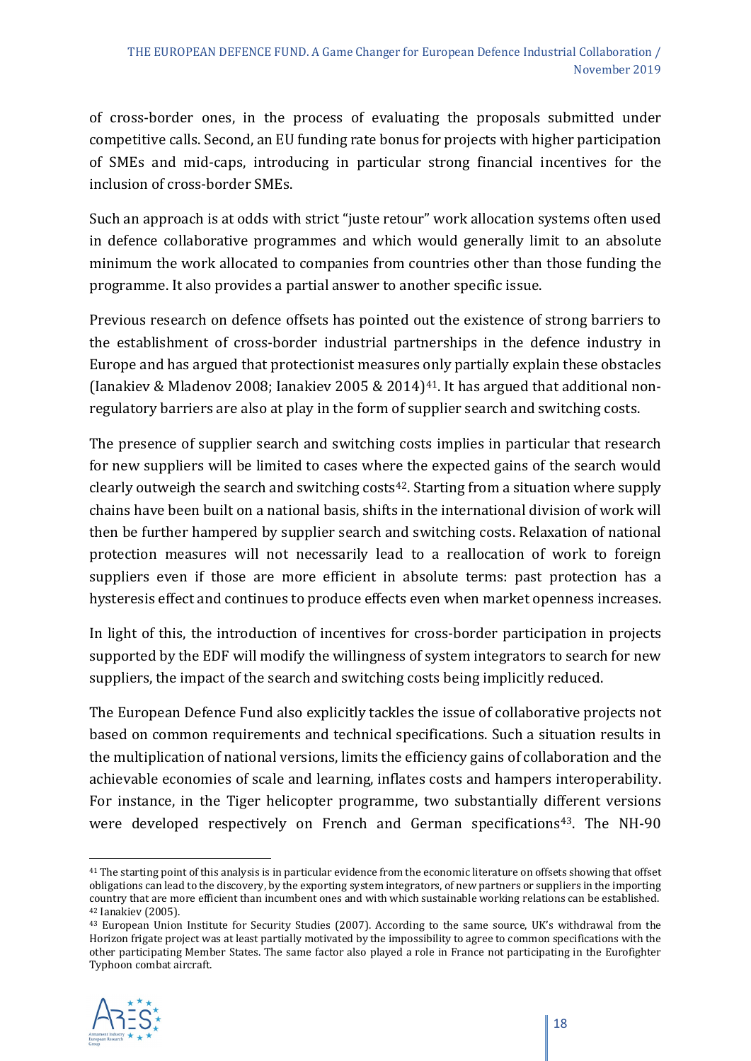of cross-border ones, in the process of evaluating the proposals submitted under competitive calls. Second, an EU funding rate bonus for projects with higher participation of SMEs and mid-caps, introducing in particular strong financial incentives for the inclusion of cross-border SMEs.

Such an approach is at odds with strict "juste retour" work allocation systems often used in defence collaborative programmes and which would generally limit to an absolute minimum the work allocated to companies from countries other than those funding the programme. It also provides a partial answer to another specific issue.

Previous research on defence offsets has pointed out the existence of strong barriers to the establishment of cross-border industrial partnerships in the defence industry in Europe and has argued that protectionist measures only partially explain these obstacles (Ianakiev & Mladenov 2008; Ianakiev 2005 & 2014)[41]. It has argued that additional non-regulatory barriers are also at play in the form of supplier search and switching costs.

The presence of supplier search and switching costs implies in particular that research for new suppliers will be limited to cases where the expected gains of the search would clearly outweigh the search and switching costs[42]. Starting from a situation where supply chains have been built on a national basis, shifts in the international division of work will then be further hampered by supplier search and switching costs. Relaxation of national protection measures will not necessarily lead to a reallocation of work to foreign suppliers even if those are more efficient in absolute terms: past protection has a hysteresis effect and continues to produce effects even when market openness increases.

In light of this, the introduction of incentives for cross-border participation in projects supported by the EDF will modify the willingness of system integrators to search for new suppliers, the impact of the search and switching costs being implicitly reduced.

The European Defence Fund also explicitly tackles the issue of collaborative projects not based on common requirements and technical specifications. Such a situation results in the multiplication of national versions, limits the efficiency gains of collaboration and the achievable economies of scale and learning, inflates costs and hampers interoperability. For instance, in the Tiger helicopter programme, two substantially different versions were developed respectively on French and German specifications[43]. The NH-90

---

[41] The starting point of this analysis is in particular evidence from the economic literature on offsets showing that offset obligations can lead to the discovery, by the exporting system integrators, of new partners or suppliers in the importing country that are more efficient than incumbent ones and with which sustainable working relations can be established.

[42] Ianakiev (2005).

[43] European Union Institute for Security Studies (2007). According to the same source, UK's withdrawal from the Horizon frigate project was at least partially motivated by the impossibility to agree to common specifications with the other participating Member States. The same factor also played a role in France not participating in the Eurofighter Typhoon combat aircraft.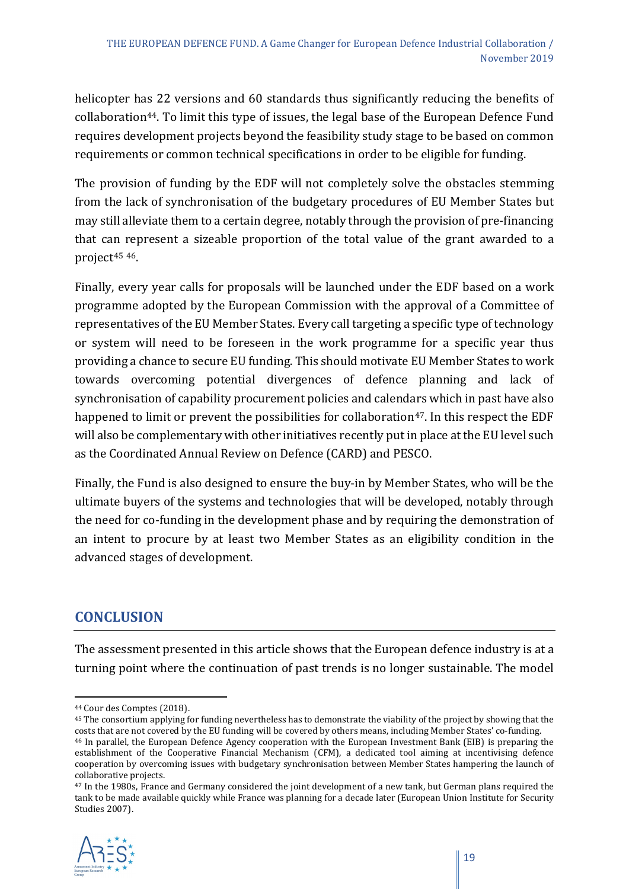helicopter has 22 versions and 60 standards thus significantly reducing the benefits of collaboration[44]. To limit this type of issues, the legal base of the European Defence Fund requires development projects beyond the feasibility study stage to be based on common requirements or common technical specifications in order to be eligible for funding.

The provision of funding by the EDF will not completely solve the obstacles stemming from the lack of synchronisation of the budgetary procedures of EU Member States but may still alleviate them to a certain degree, notably through the provision of pre-financing that can represent a sizeable proportion of the total value of the grant awarded to a project[45] [46].

Finally, every year calls for proposals will be launched under the EDF based on a work programme adopted by the European Commission with the approval of a Committee of representatives of the EU Member States. Every call targeting a specific type of technology or system will need to be foreseen in the work programme for a specific year thus providing a chance to secure EU funding. This should motivate EU Member States to work towards overcoming potential divergences of defence planning and lack of synchronisation of capability procurement policies and calendars which in past have also happened to limit or prevent the possibilities for collaboration[47]. In this respect the EDF will also be complementary with other initiatives recently put in place at the EU level such as the Coordinated Annual Review on Defence (CARD) and PESCO.

Finally, the Fund is also designed to ensure the buy-in by Member States, who will be the ultimate buyers of the systems and technologies that will be developed, notably through the need for co-funding in the development phase and by requiring the demonstration of an intent to procure by at least two Member States as an eligibility condition in the advanced stages of development.

## CONCLUSION

The assessment presented in this article shows that the European defence industry is at a turning point where the continuation of past trends is no longer sustainable. The model

---

[44] Cour des Comptes (2018).

[45] The consortium applying for funding nevertheless has to demonstrate the viability of the project by showing that the costs that are not covered by the EU funding will be covered by others means, including Member States' co-funding.

[46] In parallel, the European Defence Agency cooperation with the European Investment Bank (EIB) is preparing the establishment of the Cooperative Financial Mechanism (CFM), a dedicated tool aiming at incentivising defence cooperation by overcoming issues with budgetary synchronisation between Member States hampering the launch of collaborative projects.

[47] In the 1980s, France and Germany considered the joint development of a new tank, but German plans required the tank to be made available quickly while France was planning for a decade later (European Union Institute for Security Studies 2007).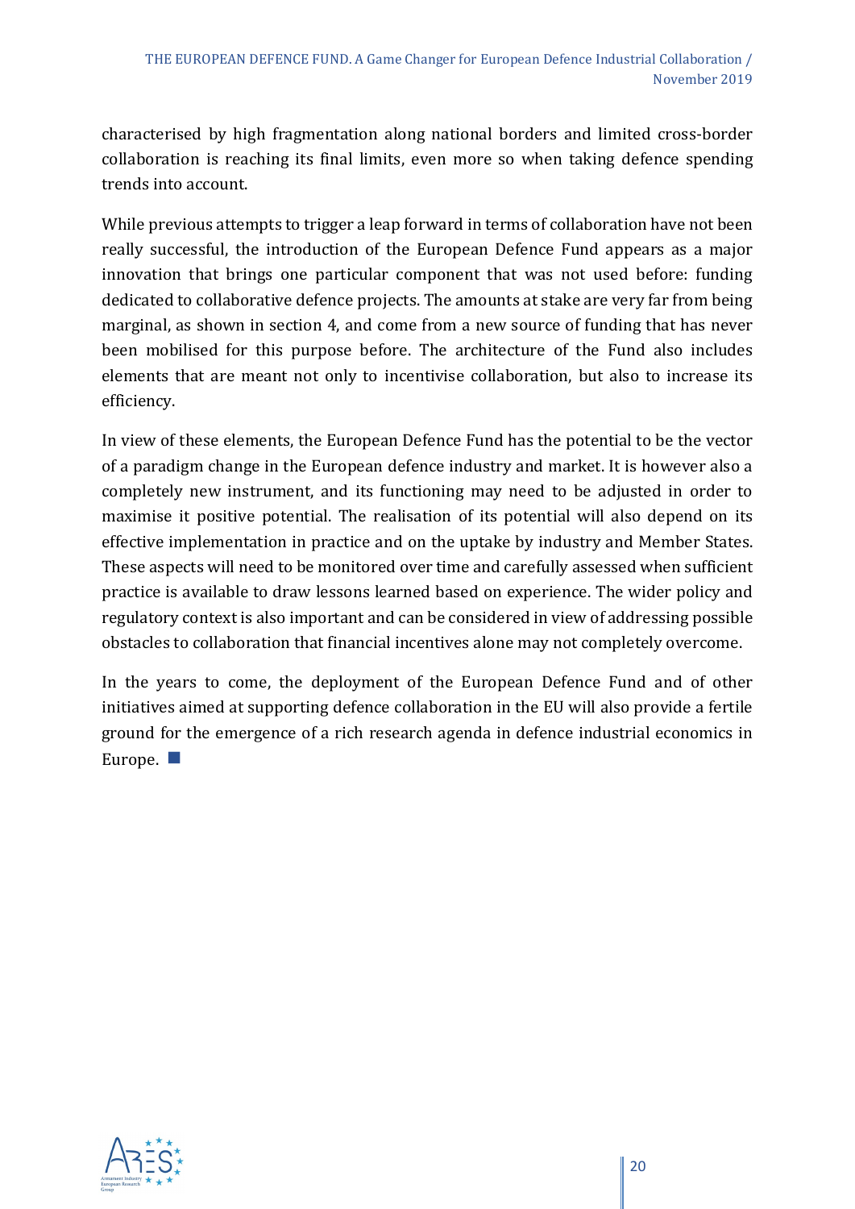characterised by high fragmentation along national borders and limited cross-border collaboration is reaching its final limits, even more so when taking defence spending trends into account.

While previous attempts to trigger a leap forward in terms of collaboration have not been really successful, the introduction of the European Defence Fund appears as a major innovation that brings one particular component that was not used before: funding dedicated to collaborative defence projects. The amounts at stake are very far from being marginal, as shown in section 4, and come from a new source of funding that has never been mobilised for this purpose before. The architecture of the Fund also includes elements that are meant not only to incentivise collaboration, but also to increase its efficiency.

In view of these elements, the European Defence Fund has the potential to be the vector of a paradigm change in the European defence industry and market. It is however also a completely new instrument, and its functioning may need to be adjusted in order to maximise it positive potential. The realisation of its potential will also depend on its effective implementation in practice and on the uptake by industry and Member States. These aspects will need to be monitored over time and carefully assessed when sufficient practice is available to draw lessons learned based on experience. The wider policy and regulatory context is also important and can be considered in view of addressing possible obstacles to collaboration that financial incentives alone may not completely overcome.

In the years to come, the deployment of the European Defence Fund and of other initiatives aimed at supporting defence collaboration in the EU will also provide a fertile ground for the emergence of a rich research agenda in defence industrial economics in Europe. ■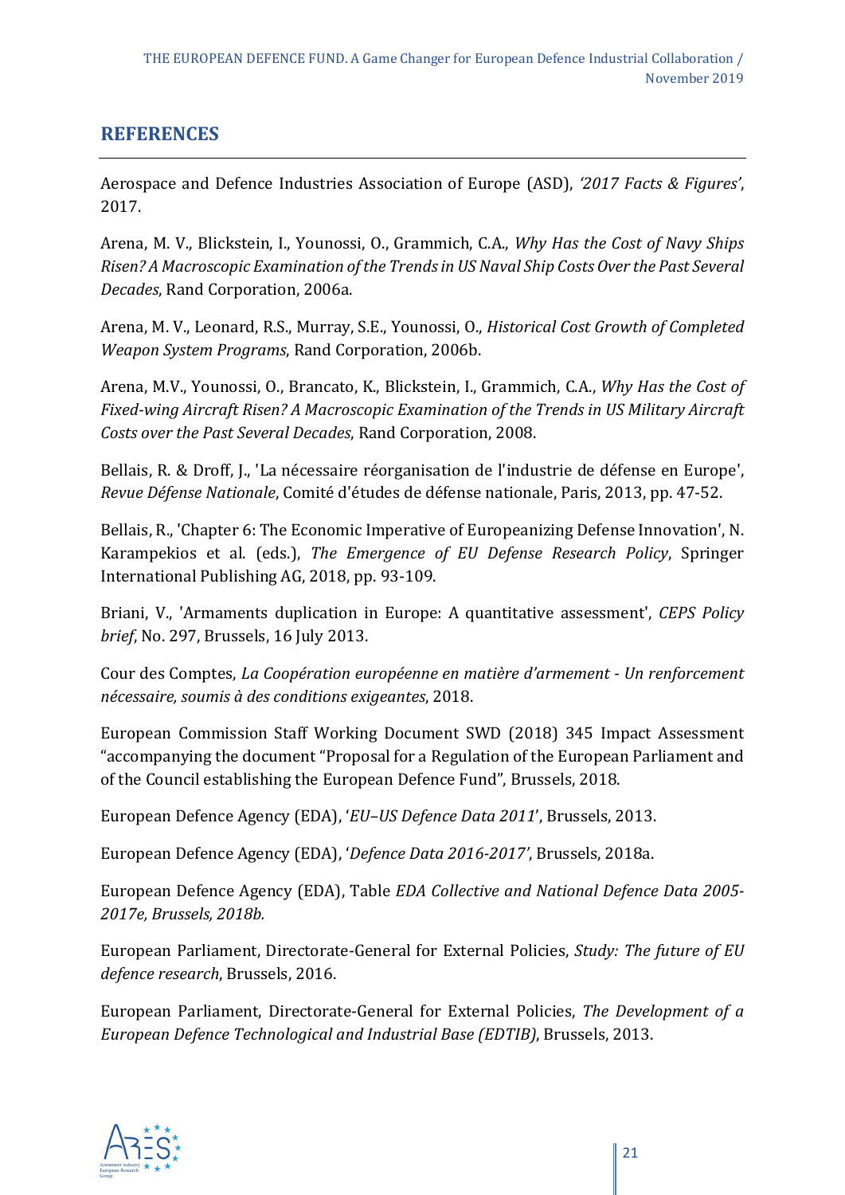## REFERENCES

Aerospace and Defence Industries Association of Europe (ASD), *'2017 Facts & Figures'*, 2017.

Arena, M. V., Blickstein, I., Younossi, O., Grammich, C.A., *Why Has the Cost of Navy Ships Risen? A Macroscopic Examination of the Trends in US Naval Ship Costs Over the Past Several Decades*, Rand Corporation, 2006a.

Arena, M. V., Leonard, R.S., Murray, S.E., Younossi, O., *Historical Cost Growth of Completed Weapon System Programs*, Rand Corporation, 2006b.

Arena, M.V., Younossi, O., Brancato, K., Blickstein, I., Grammich, C.A., *Why Has the Cost of Fixed-wing Aircraft Risen? A Macroscopic Examination of the Trends in US Military Aircraft Costs over the Past Several Decades*, Rand Corporation, 2008.

Bellais, R. & Droff, J., 'La nécessaire réorganisation de l'industrie de défense en Europe', *Revue Défense Nationale*, Comité d'études de défense nationale, Paris, 2013, pp. 47-52.

Bellais, R., 'Chapter 6: The Economic Imperative of Europeanizing Defense Innovation', N. Karampekios et al. (eds.), *The Emergence of EU Defense Research Policy*, Springer International Publishing AG, 2018, pp. 93-109.

Briani, V., 'Armaments duplication in Europe: A quantitative assessment', *CEPS Policy brief*, No. 297, Brussels, 16 July 2013.

Cour des Comptes, *La Coopération européenne en matière d'armement - Un renforcement nécessaire, soumis à des conditions exigeantes*, 2018.

European Commission Staff Working Document SWD (2018) 345 Impact Assessment "accompanying the document "Proposal for a Regulation of the European Parliament and of the Council establishing the European Defence Fund", Brussels, 2018.

European Defence Agency (EDA), '*EU–US Defence Data 2011*', Brussels, 2013.

European Defence Agency (EDA), '*Defence Data 2016-2017'*, Brussels, 2018a.

European Defence Agency (EDA), Table *EDA Collective and National Defence Data 2005-2017e, Brussels, 2018b.*

European Parliament, Directorate-General for External Policies, *Study: The future of EU defence research*, Brussels, 2016.

European Parliament, Directorate-General for External Policies, *The Development of a European Defence Technological and Industrial Base (EDTIB)*, Brussels, 2013.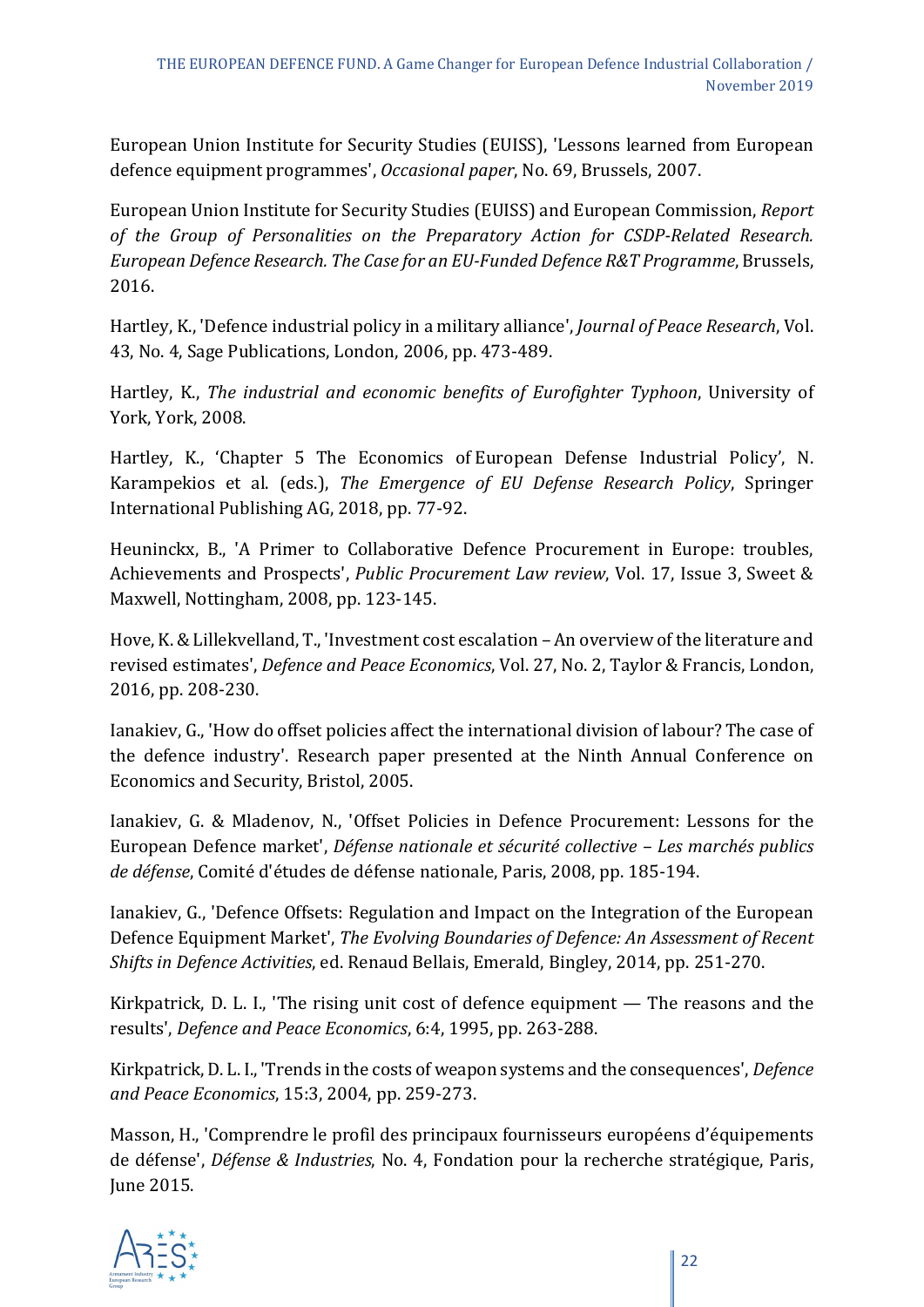European Union Institute for Security Studies (EUISS), 'Lessons learned from European defence equipment programmes', *Occasional paper*, No. 69, Brussels, 2007.

European Union Institute for Security Studies (EUISS) and European Commission, *Report of the Group of Personalities on the Preparatory Action for CSDP-Related Research. European Defence Research. The Case for an EU-Funded Defence R&T Programme*, Brussels, 2016.

Hartley, K., 'Defence industrial policy in a military alliance', *Journal of Peace Research*, Vol. 43, No. 4, Sage Publications, London, 2006, pp. 473-489.

Hartley, K., *The industrial and economic benefits of Eurofighter Typhoon*, University of York, York, 2008.

Hartley, K., 'Chapter 5 The Economics of European Defense Industrial Policy', N. Karampekios et al. (eds.), *The Emergence of EU Defense Research Policy*, Springer International Publishing AG, 2018, pp. 77-92.

Heuninckx, B., 'A Primer to Collaborative Defence Procurement in Europe: troubles, Achievements and Prospects', *Public Procurement Law review*, Vol. 17, Issue 3, Sweet & Maxwell, Nottingham, 2008, pp. 123-145.

Hove, K. & Lillekvelland, T., 'Investment cost escalation – An overview of the literature and revised estimates', *Defence and Peace Economics*, Vol. 27, No. 2, Taylor & Francis, London, 2016, pp. 208-230.

Ianakiev, G., 'How do offset policies affect the international division of labour? The case of the defence industry'. Research paper presented at the Ninth Annual Conference on Economics and Security, Bristol, 2005.

Ianakiev, G. & Mladenov, N., 'Offset Policies in Defence Procurement: Lessons for the European Defence market', *Défense nationale et sécurité collective – Les marchés publics de défense*, Comité d'études de défense nationale, Paris, 2008, pp. 185-194.

Ianakiev, G., 'Defence Offsets: Regulation and Impact on the Integration of the European Defence Equipment Market', *The Evolving Boundaries of Defence: An Assessment of Recent Shifts in Defence Activities*, ed. Renaud Bellais, Emerald, Bingley, 2014, pp. 251-270.

Kirkpatrick, D. L. I., 'The rising unit cost of defence equipment — The reasons and the results', *Defence and Peace Economics*, 6:4, 1995, pp. 263-288.

Kirkpatrick, D. L. I., 'Trends in the costs of weapon systems and the consequences', *Defence and Peace Economics*, 15:3, 2004, pp. 259-273.

Masson, H., 'Comprendre le profil des principaux fournisseurs européens d'équipements de défense', *Défense & Industries*, No. 4, Fondation pour la recherche stratégique, Paris, June 2015.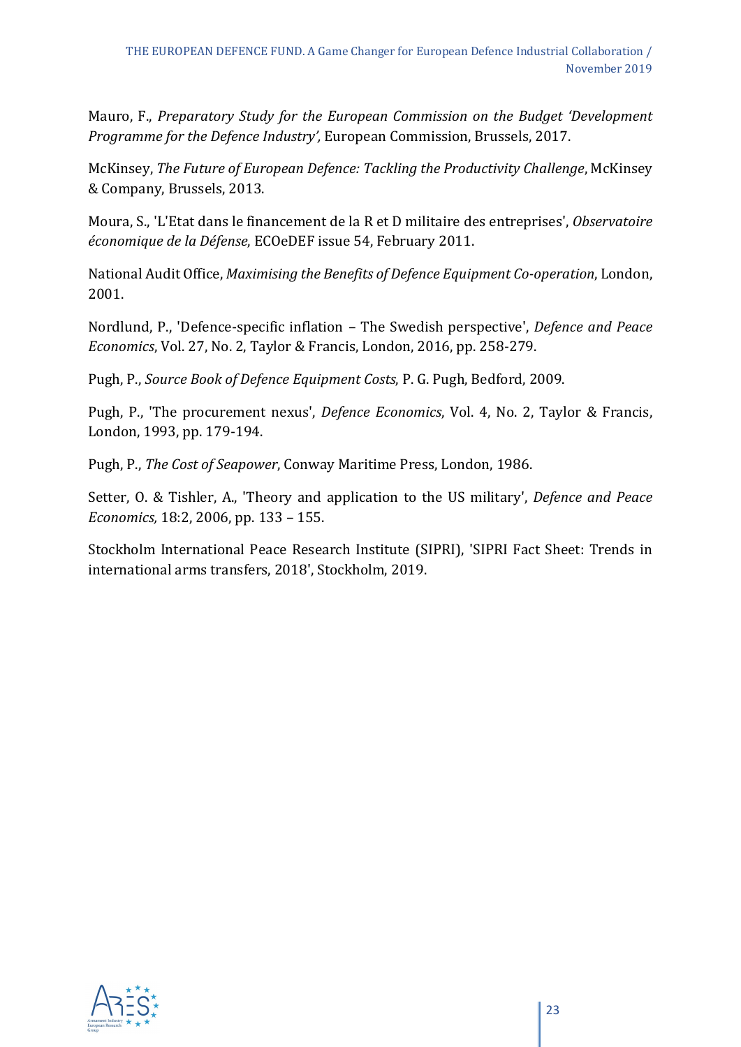Mauro, F., *Preparatory Study for the European Commission on the Budget 'Development Programme for the Defence Industry',* European Commission, Brussels, 2017.

McKinsey, *The Future of European Defence: Tackling the Productivity Challenge*, McKinsey & Company, Brussels, 2013.

Moura, S., 'L'Etat dans le financement de la R et D militaire des entreprises', *Observatoire économique de la Défense*, ECOeDEF issue 54, February 2011.

National Audit Office, *Maximising the Benefits of Defence Equipment Co-operation*, London, 2001.

Nordlund, P., 'Defence-specific inflation – The Swedish perspective', *Defence and Peace Economics*, Vol. 27, No. 2, Taylor & Francis, London, 2016, pp. 258-279.

Pugh, P., *Source Book of Defence Equipment Costs*, P. G. Pugh, Bedford, 2009.

Pugh, P., 'The procurement nexus', *Defence Economics*, Vol. 4, No. 2, Taylor & Francis, London, 1993, pp. 179-194.

Pugh, P., *The Cost of Seapower*, Conway Maritime Press, London, 1986.

Setter, O. & Tishler, A., 'Theory and application to the US military', *Defence and Peace Economics,* 18:2, 2006, pp. 133 – 155.

Stockholm International Peace Research Institute (SIPRI), 'SIPRI Fact Sheet: Trends in international arms transfers, 2018', Stockholm, 2019.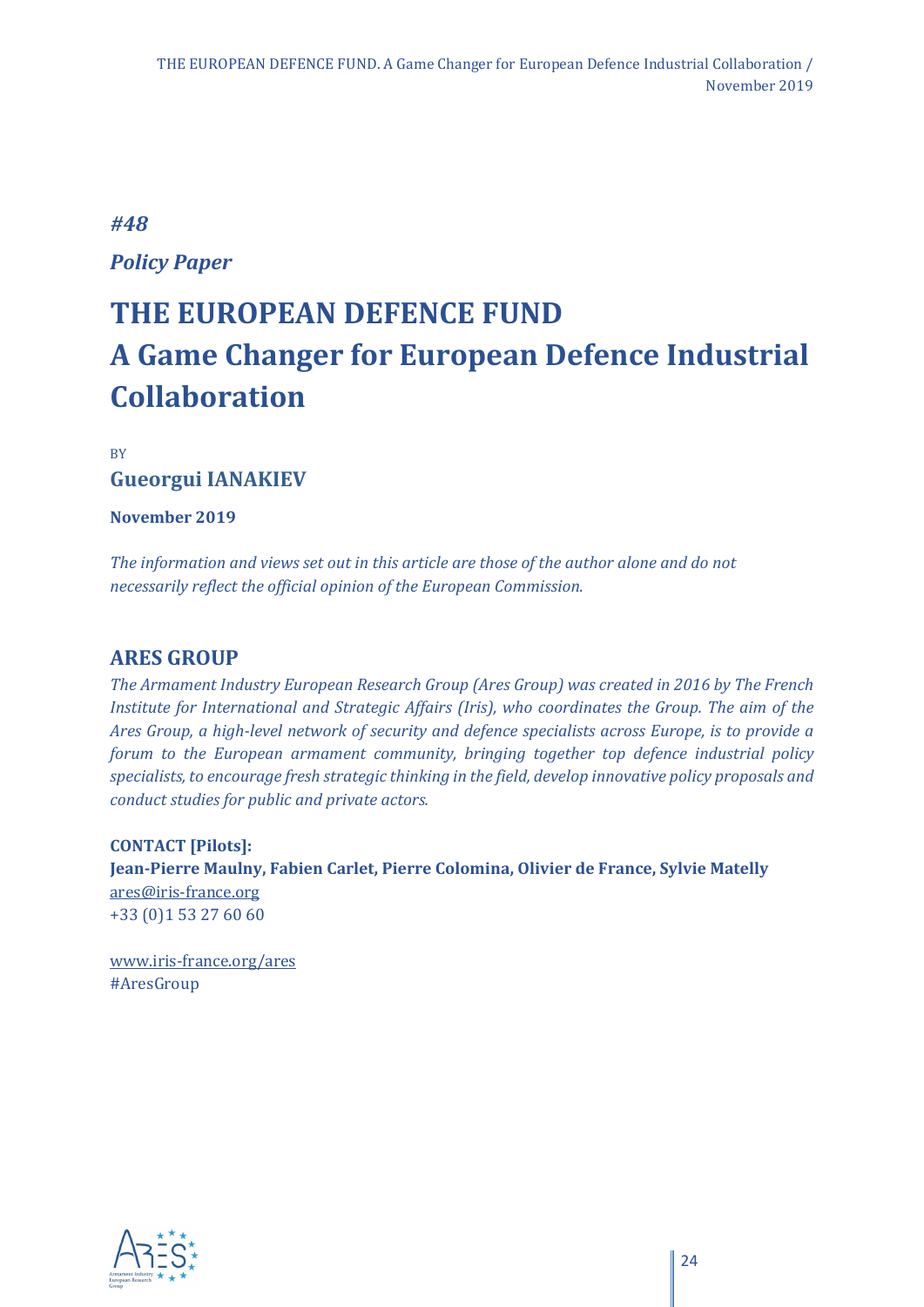*#48*

*Policy Paper*

# THE EUROPEAN DEFENCE FUND
# A Game Changer for European Defence Industrial Collaboration

BY

**Gueorgui IANAKIEV**

**November 2019**

*The information and views set out in this article are those of the author alone and do not necessarily reflect the official opinion of the European Commission.*

## ARES GROUP

*The Armament Industry European Research Group (Ares Group) was created in 2016 by The French Institute for International and Strategic Affairs (Iris), who coordinates the Group. The aim of the Ares Group, a high-level network of security and defence specialists across Europe, is to provide a forum to the European armament community, bringing together top defence industrial policy specialists, to encourage fresh strategic thinking in the field, develop innovative policy proposals and conduct studies for public and private actors.*

**CONTACT [Pilots]:**
**Jean-Pierre Maulny, Fabien Carlet, Pierre Colomina, Olivier de France, Sylvie Matelly**
ares@iris-france.org
+33 (0)1 53 27 60 60

www.iris-france.org/ares
#AresGroup